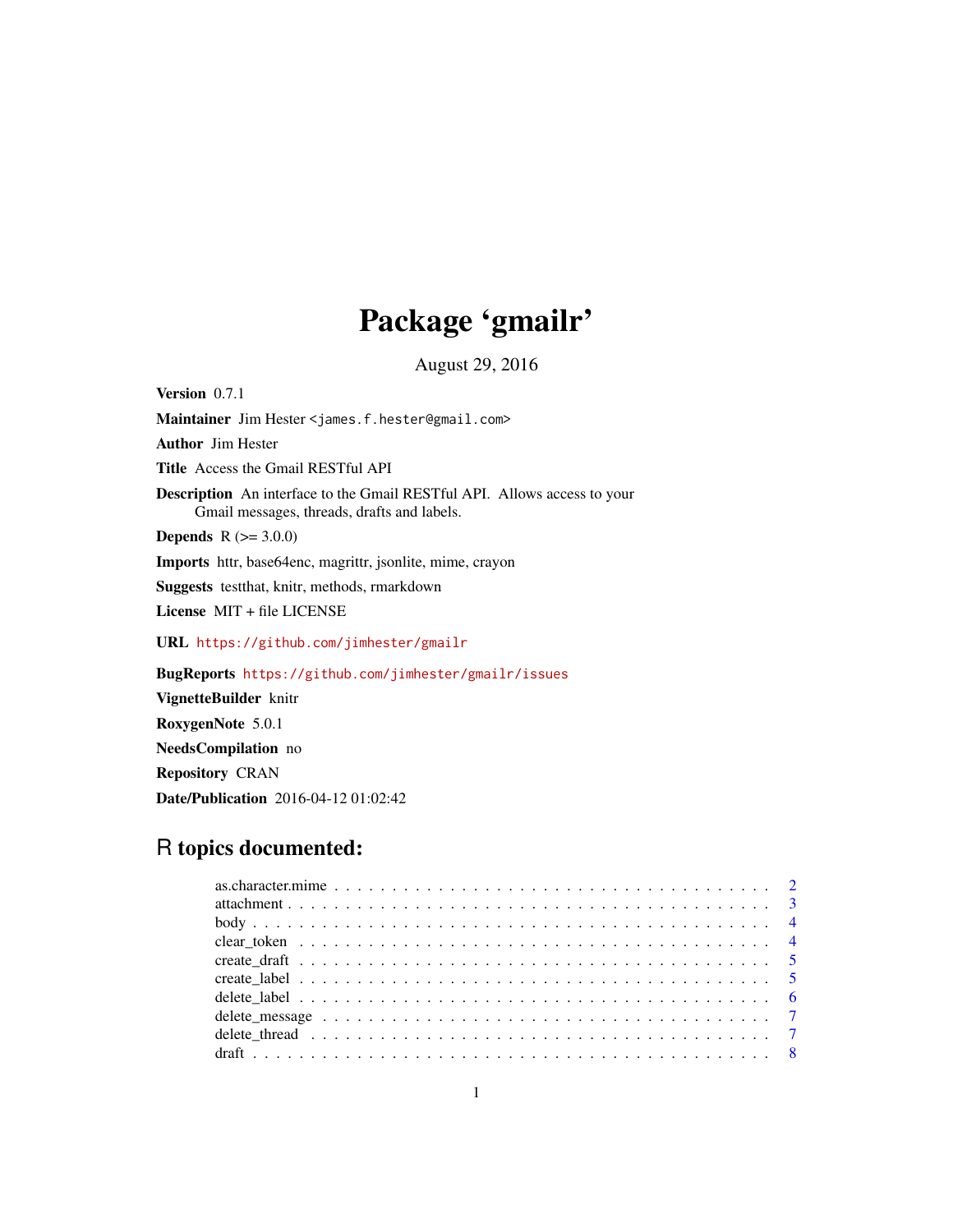# Package 'gmailr'

August 29, 2016

**Version** 0.7.1

**Maintainer** Jim Hester <james.f.hester@gmail.com>

**Author** Jim Hester

**Title** Access the Gmail RESTful API

**Description** An interface to the Gmail RESTful API. Allows access to your Gmail messages, threads, drafts and labels.

**Depends** R (>= 3.0.0)

**Imports** httr, base64enc, magrittr, jsonlite, mime, crayon

**Suggests** testthat, knitr, methods, rmarkdown

**License** MIT + file LICENSE

**URL** https://github.com/jimhester/gmailr

**BugReports** https://github.com/jimhester/gmailr/issues

**VignetteBuilder** knitr

**RoxygenNote** 5.0.1

**NeedsCompilation** no

**Repository** CRAN

**Date/Publication** 2016-04-12 01:02:42

## R topics documented:

- as.character.mime . . . . . . . . . . . . . . . . . . . . . . . . . . . . . . . . . . . . 2
- attachment . . . . . . . . . . . . . . . . . . . . . . . . . . . . . . . . . . . . . . . 3
- body . . . . . . . . . . . . . . . . . . . . . . . . . . . . . . . . . . . . . . . . . . 4
- clear_token . . . . . . . . . . . . . . . . . . . . . . . . . . . . . . . . . . . . . . 4
- create_draft . . . . . . . . . . . . . . . . . . . . . . . . . . . . . . . . . . . . . 5
- create_label . . . . . . . . . . . . . . . . . . . . . . . . . . . . . . . . . . . . . 5
- delete_label . . . . . . . . . . . . . . . . . . . . . . . . . . . . . . . . . . . . . 6
- delete_message . . . . . . . . . . . . . . . . . . . . . . . . . . . . . . . . . . . . 7
- delete_thread . . . . . . . . . . . . . . . . . . . . . . . . . . . . . . . . . . . . . 7
- draft . . . . . . . . . . . . . . . . . . . . . . . . . . . . . . . . . . . . . . . . . 8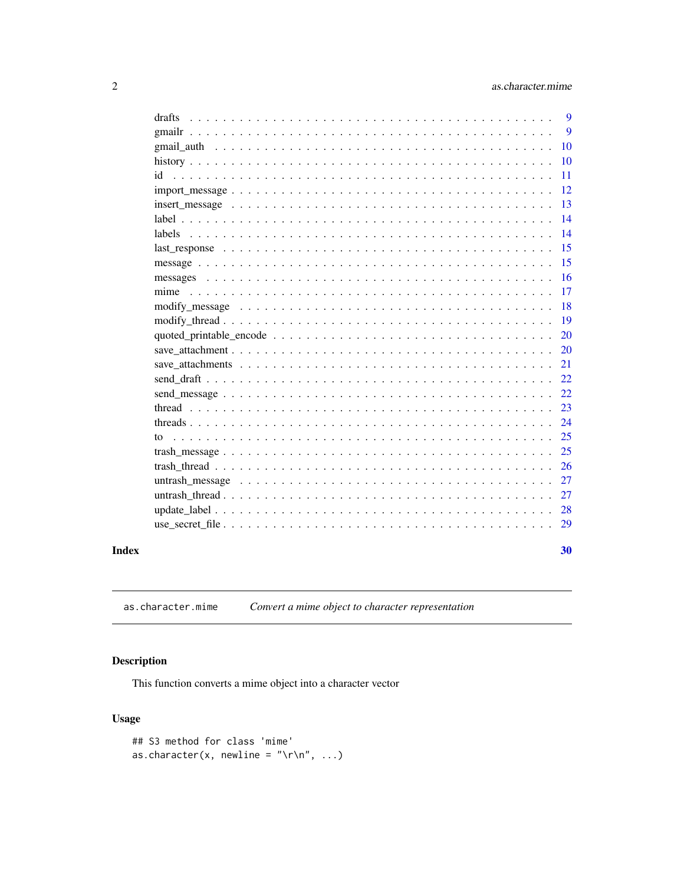drafts . . . . . . . . . . . . . . . . . . . . . . . . . . . . . . . . . . . . . . . . . . 9
gmailr . . . . . . . . . . . . . . . . . . . . . . . . . . . . . . . . . . . . . . . . . . 9
gmail_auth . . . . . . . . . . . . . . . . . . . . . . . . . . . . . . . . . . . . . . . . 10
history . . . . . . . . . . . . . . . . . . . . . . . . . . . . . . . . . . . . . . . . . . 10
id . . . . . . . . . . . . . . . . . . . . . . . . . . . . . . . . . . . . . . . . . . . . 11
import_message . . . . . . . . . . . . . . . . . . . . . . . . . . . . . . . . . . . . . 12
insert_message . . . . . . . . . . . . . . . . . . . . . . . . . . . . . . . . . . . . . 13
label . . . . . . . . . . . . . . . . . . . . . . . . . . . . . . . . . . . . . . . . . . . 14
labels . . . . . . . . . . . . . . . . . . . . . . . . . . . . . . . . . . . . . . . . . . 14
last_response . . . . . . . . . . . . . . . . . . . . . . . . . . . . . . . . . . . . . . 15
message . . . . . . . . . . . . . . . . . . . . . . . . . . . . . . . . . . . . . . . . . 15
messages . . . . . . . . . . . . . . . . . . . . . . . . . . . . . . . . . . . . . . . . 16
mime . . . . . . . . . . . . . . . . . . . . . . . . . . . . . . . . . . . . . . . . . . . 17
modify_message . . . . . . . . . . . . . . . . . . . . . . . . . . . . . . . . . . . . . 18
modify_thread . . . . . . . . . . . . . . . . . . . . . . . . . . . . . . . . . . . . . . 19
quoted_printable_encode . . . . . . . . . . . . . . . . . . . . . . . . . . . . . . . . 20
save_attachment . . . . . . . . . . . . . . . . . . . . . . . . . . . . . . . . . . . . 20
save_attachments . . . . . . . . . . . . . . . . . . . . . . . . . . . . . . . . . . . . 21
send_draft . . . . . . . . . . . . . . . . . . . . . . . . . . . . . . . . . . . . . . . . 22
send_message . . . . . . . . . . . . . . . . . . . . . . . . . . . . . . . . . . . . . . 22
thread . . . . . . . . . . . . . . . . . . . . . . . . . . . . . . . . . . . . . . . . . . 23
threads . . . . . . . . . . . . . . . . . . . . . . . . . . . . . . . . . . . . . . . . . . 24
to . . . . . . . . . . . . . . . . . . . . . . . . . . . . . . . . . . . . . . . . . . . . 25
trash_message . . . . . . . . . . . . . . . . . . . . . . . . . . . . . . . . . . . . . . 25
trash_thread . . . . . . . . . . . . . . . . . . . . . . . . . . . . . . . . . . . . . . . 26
untrash_message . . . . . . . . . . . . . . . . . . . . . . . . . . . . . . . . . . . . . 27
untrash_thread . . . . . . . . . . . . . . . . . . . . . . . . . . . . . . . . . . . . . . 27
update_label . . . . . . . . . . . . . . . . . . . . . . . . . . . . . . . . . . . . . . . 28
use_secret_file . . . . . . . . . . . . . . . . . . . . . . . . . . . . . . . . . . . . . . 29

**Index** **30**

---

`as.character.mime` *Convert a mime object to character representation*

---

## Description

This function converts a mime object into a character vector

## Usage

```
## S3 method for class 'mime'
as.character(x, newline = "\r\n", ...)
```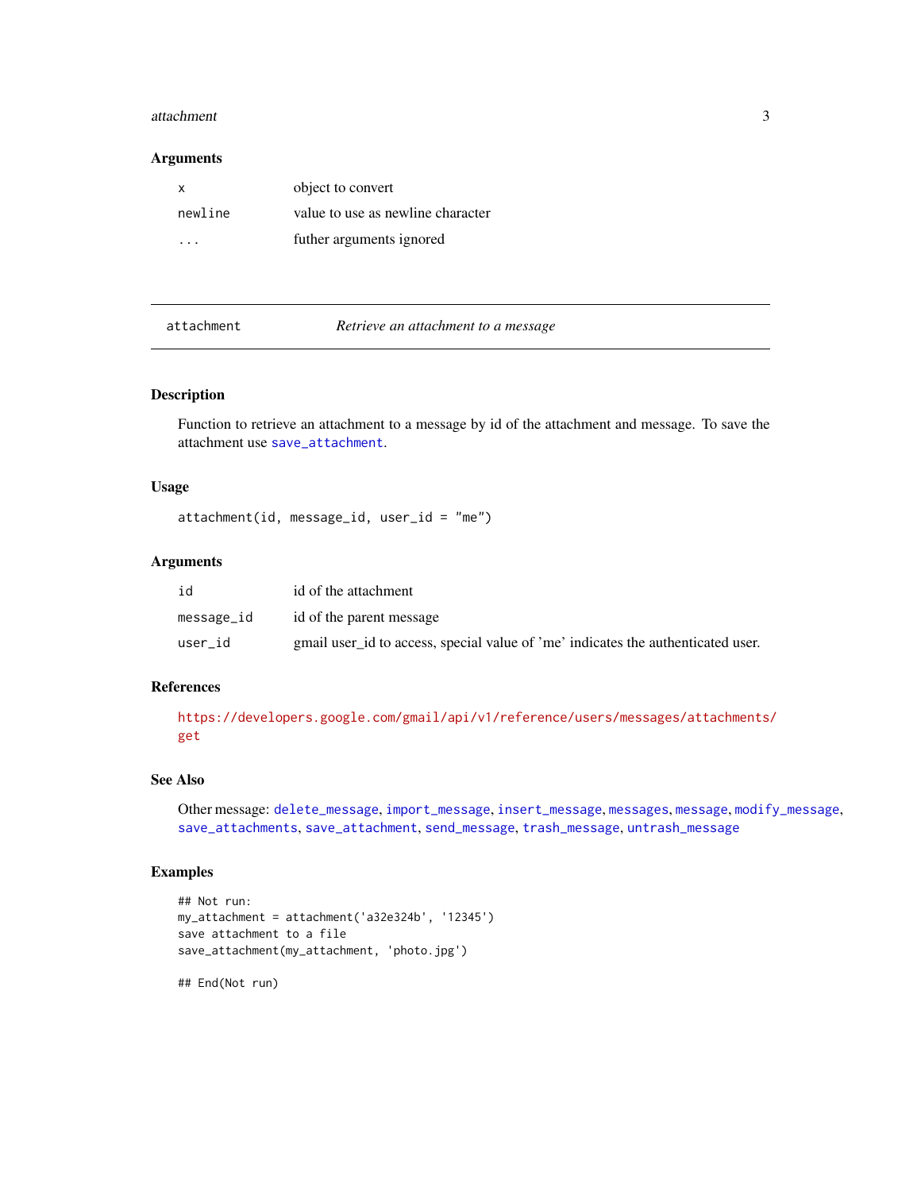### Arguments

| | |
|---|---|
| x | object to convert |
| newline | value to use as newline character |
| ... | futher arguments ignored |

---

## attachment — *Retrieve an attachment to a message*

---

### Description

Function to retrieve an attachment to a message by id of the attachment and message. To save the attachment use save_attachment.

### Usage

```
attachment(id, message_id, user_id = "me")
```

### Arguments

| | |
|---|---|
| id | id of the attachment |
| message_id | id of the parent message |
| user_id | gmail user_id to access, special value of 'me' indicates the authenticated user. |

### References

https://developers.google.com/gmail/api/v1/reference/users/messages/attachments/get

### See Also

Other message: delete_message, import_message, insert_message, messages, message, modify_message, save_attachments, save_attachment, send_message, trash_message, untrash_message

### Examples

```
## Not run:
my_attachment = attachment('a32e324b', '12345')
save attachment to a file
save_attachment(my_attachment, 'photo.jpg')

## End(Not run)
```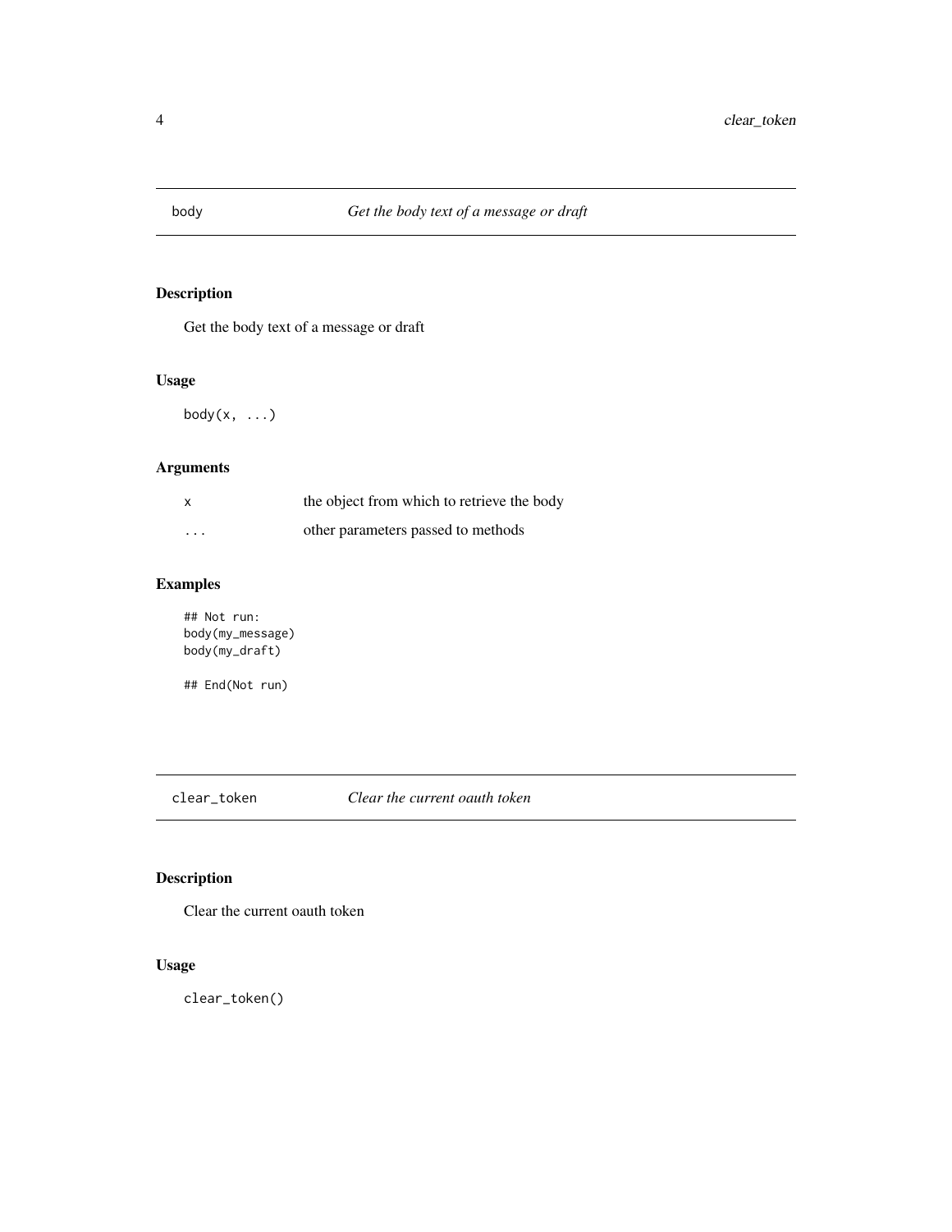## body — *Get the body text of a message or draft*

### Description

Get the body text of a message or draft

### Usage

```
body(x, ...)
```

### Arguments

| | |
|---|---|
| x | the object from which to retrieve the body |
| ... | other parameters passed to methods |

### Examples

```
## Not run:
body(my_message)
body(my_draft)

## End(Not run)
```

## clear_token — *Clear the current oauth token*

### Description

Clear the current oauth token

### Usage

```
clear_token()
```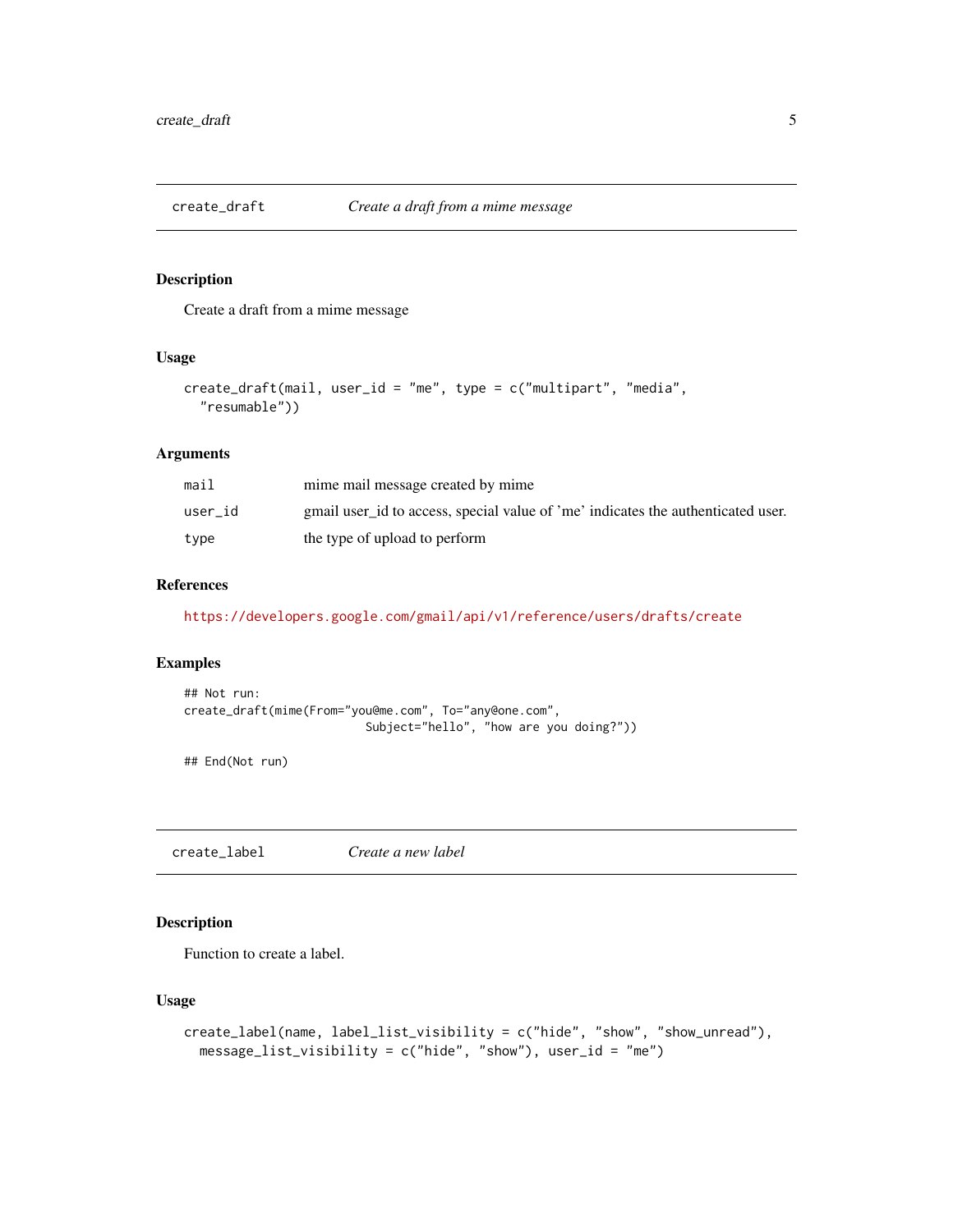## create_draft — *Create a draft from a mime message*

### Description

Create a draft from a mime message

### Usage

```
create_draft(mail, user_id = "me", type = c("multipart", "media",
  "resumable"))
```

### Arguments

| | |
|---|---|
| `mail` | mime mail message created by mime |
| `user_id` | gmail user_id to access, special value of 'me' indicates the authenticated user. |
| `type` | the type of upload to perform |

### References

https://developers.google.com/gmail/api/v1/reference/users/drafts/create

### Examples

```
## Not run:
create_draft(mime(From="you@me.com", To="any@one.com",
                          Subject="hello", "how are you doing?"))

## End(Not run)
```

## create_label — *Create a new label*

### Description

Function to create a label.

### Usage

```
create_label(name, label_list_visibility = c("hide", "show", "show_unread"),
  message_list_visibility = c("hide", "show"), user_id = "me")
```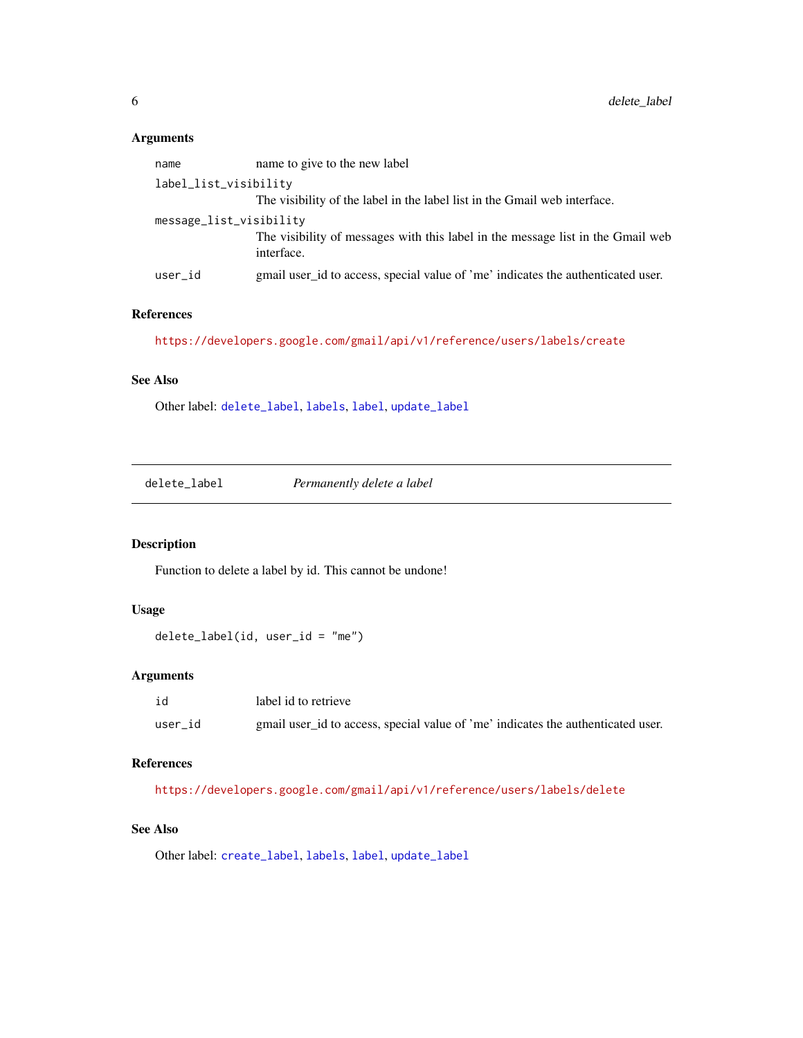### Arguments

| | |
|---|---|
| `name` | name to give to the new label |
| `label_list_visibility` | The visibility of the label in the label list in the Gmail web interface. |
| `message_list_visibility` | The visibility of messages with this label in the message list in the Gmail web interface. |
| `user_id` | gmail user_id to access, special value of 'me' indicates the authenticated user. |

### References

https://developers.google.com/gmail/api/v1/reference/users/labels/create

### See Also

Other label: `delete_label`, `labels`, `label`, `update_label`

---

## delete_label — *Permanently delete a label*

### Description

Function to delete a label by id. This cannot be undone!

### Usage

```
delete_label(id, user_id = "me")
```

### Arguments

| | |
|---|---|
| `id` | label id to retrieve |
| `user_id` | gmail user_id to access, special value of 'me' indicates the authenticated user. |

### References

https://developers.google.com/gmail/api/v1/reference/users/labels/delete

### See Also

Other label: `create_label`, `labels`, `label`, `update_label`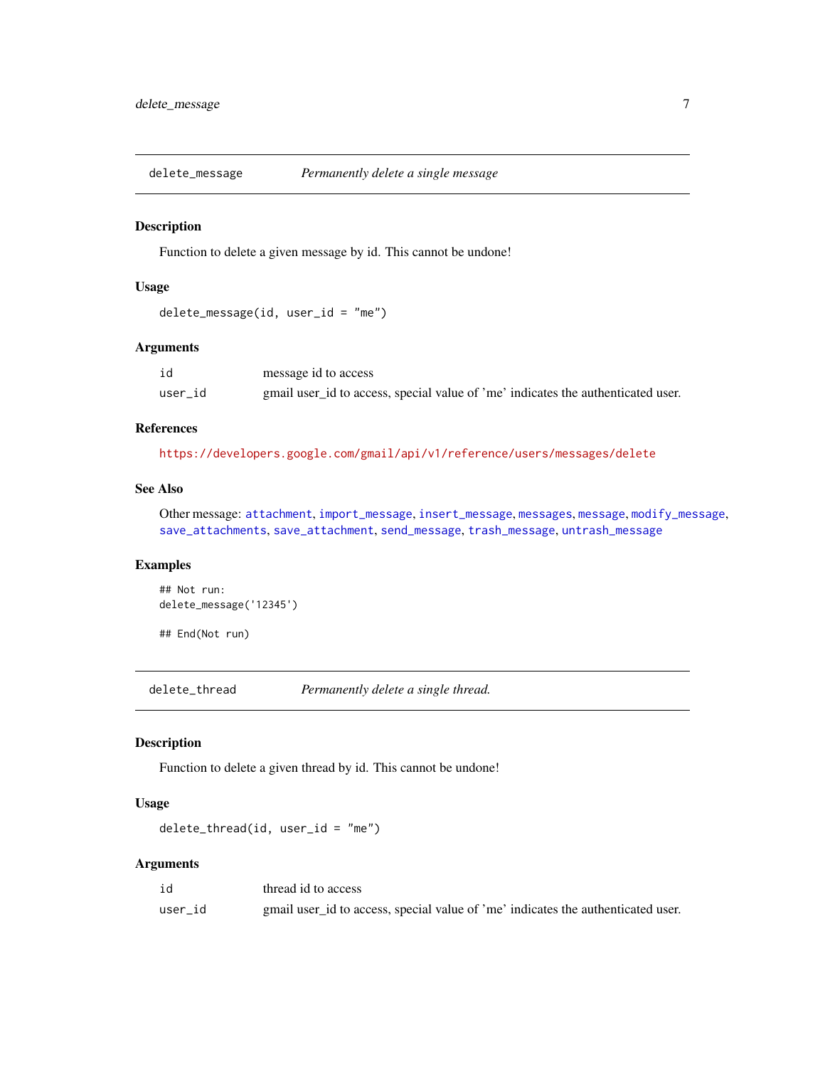## delete_message — *Permanently delete a single message*

### Description

Function to delete a given message by id. This cannot be undone!

### Usage

```
delete_message(id, user_id = "me")
```

### Arguments

| | |
|---|---|
| id | message id to access |
| user_id | gmail user_id to access, special value of 'me' indicates the authenticated user. |

### References

https://developers.google.com/gmail/api/v1/reference/users/messages/delete

### See Also

Other message: attachment, import_message, insert_message, messages, message, modify_message, save_attachments, save_attachment, send_message, trash_message, untrash_message

### Examples

```
## Not run:
delete_message('12345')

## End(Not run)
```

## delete_thread — *Permanently delete a single thread.*

### Description

Function to delete a given thread by id. This cannot be undone!

### Usage

```
delete_thread(id, user_id = "me")
```

### Arguments

| | |
|---|---|
| id | thread id to access |
| user_id | gmail user_id to access, special value of 'me' indicates the authenticated user. |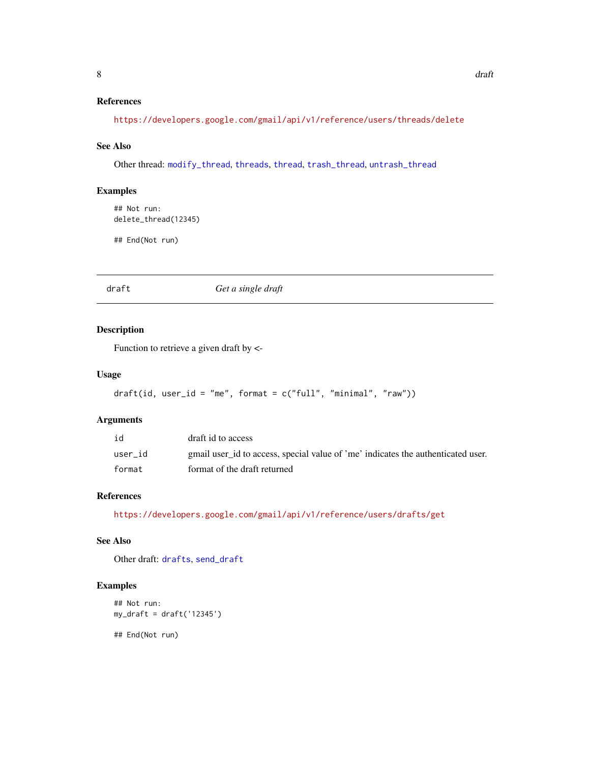### References

https://developers.google.com/gmail/api/v1/reference/users/threads/delete

### See Also

Other thread: modify_thread, threads, thread, trash_thread, untrash_thread

### Examples

```
## Not run:
delete_thread(12345)

## End(Not run)
```

---

## draft — *Get a single draft*

---

### Description

Function to retrieve a given draft by <-

### Usage

```
draft(id, user_id = "me", format = c("full", "minimal", "raw"))
```

### Arguments

| | |
|---|---|
| id | draft id to access |
| user_id | gmail user_id to access, special value of 'me' indicates the authenticated user. |
| format | format of the draft returned |

### References

https://developers.google.com/gmail/api/v1/reference/users/drafts/get

### See Also

Other draft: drafts, send_draft

### Examples

```
## Not run:
my_draft = draft('12345')

## End(Not run)
```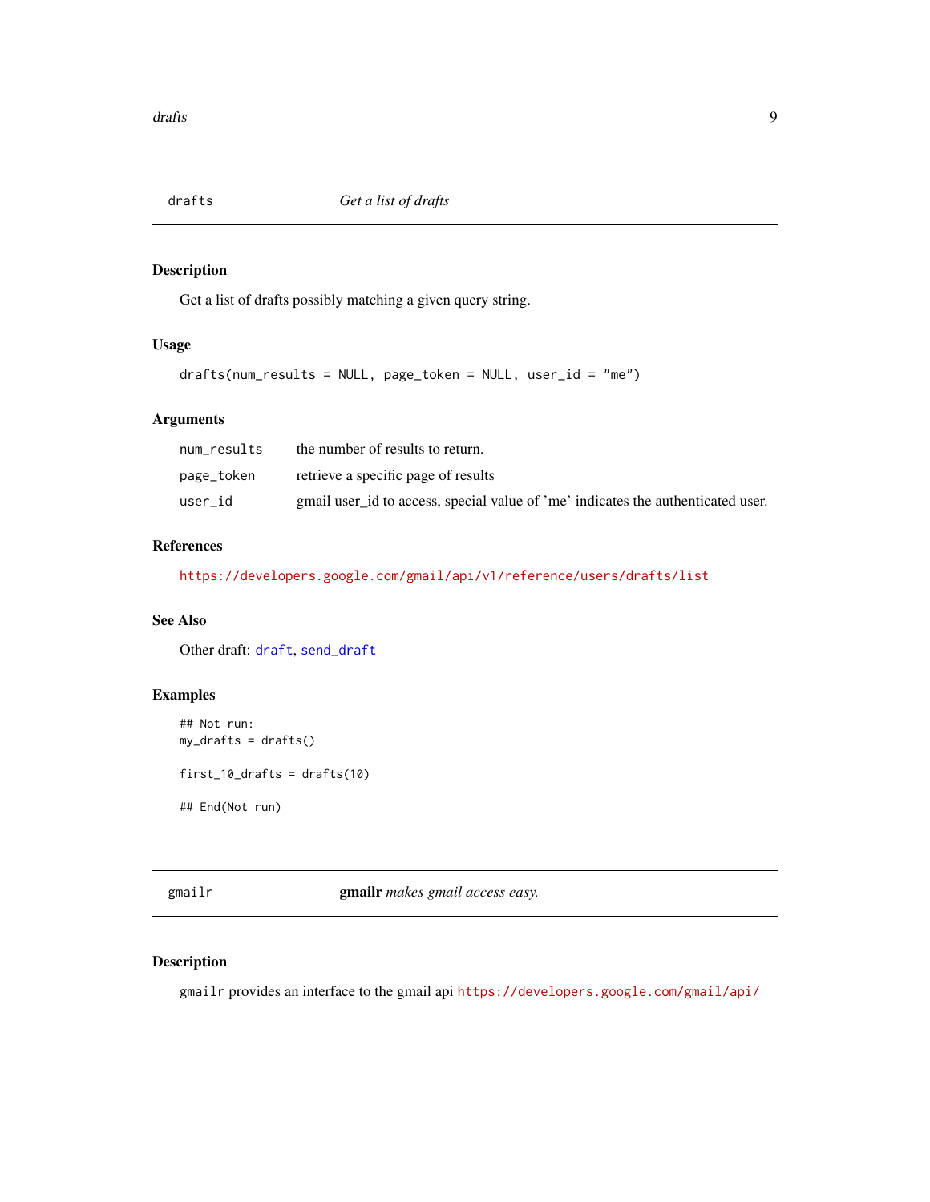## drafts — *Get a list of drafts*

### Description

Get a list of drafts possibly matching a given query string.

### Usage

```
drafts(num_results = NULL, page_token = NULL, user_id = "me")
```

### Arguments

| | |
|---|---|
| `num_results` | the number of results to return. |
| `page_token` | retrieve a specific page of results |
| `user_id` | gmail user_id to access, special value of 'me' indicates the authenticated user. |

### References

https://developers.google.com/gmail/api/v1/reference/users/drafts/list

### See Also

Other draft: `draft`, `send_draft`

### Examples

```
## Not run:
my_drafts = drafts()

first_10_drafts = drafts(10)

## End(Not run)
```

## gmailr — **gmailr** *makes gmail access easy.*

### Description

`gmailr` provides an interface to the gmail api https://developers.google.com/gmail/api/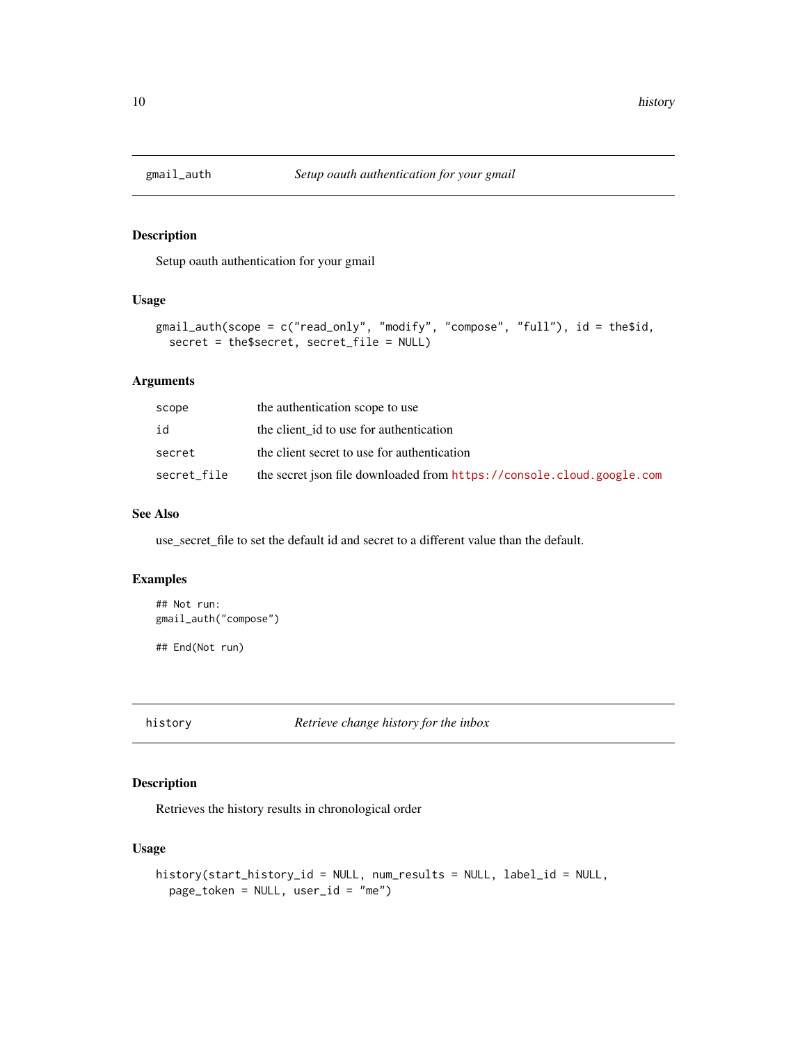## gmail_auth — *Setup oauth authentication for your gmail*

### Description

Setup oauth authentication for your gmail

### Usage

```
gmail_auth(scope = c("read_only", "modify", "compose", "full"), id = the$id,
  secret = the$secret, secret_file = NULL)
```

### Arguments

| | |
|---|---|
| `scope` | the authentication scope to use |
| `id` | the client_id to use for authentication |
| `secret` | the client secret to use for authentication |
| `secret_file` | the secret json file downloaded from https://console.cloud.google.com |

### See Also

use_secret_file to set the default id and secret to a different value than the default.

### Examples

```
## Not run:
gmail_auth("compose")

## End(Not run)
```

## history — *Retrieve change history for the inbox*

### Description

Retrieves the history results in chronological order

### Usage

```
history(start_history_id = NULL, num_results = NULL, label_id = NULL,
  page_token = NULL, user_id = "me")
```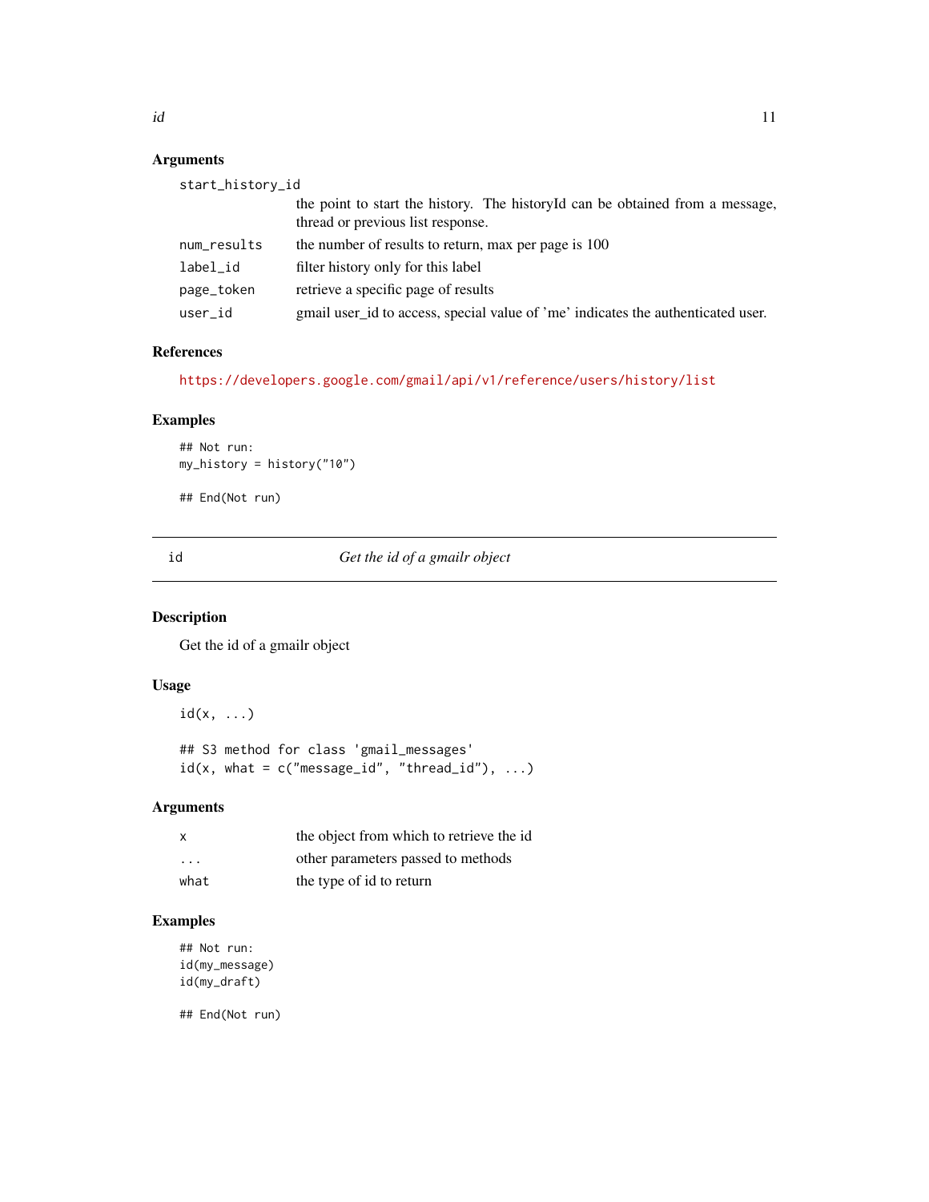## Arguments

| | |
|---|---|
| start_history_id | the point to start the history. The historyId can be obtained from a message, thread or previous list response. |
| num_results | the number of results to return, max per page is 100 |
| label_id | filter history only for this label |
| page_token | retrieve a specific page of results |
| user_id | gmail user_id to access, special value of 'me' indicates the authenticated user. |

## References

https://developers.google.com/gmail/api/v1/reference/users/history/list

## Examples

```
## Not run:
my_history = history("10")

## End(Not run)
```

---

# id — *Get the id of a gmailr object*

---

## Description

Get the id of a gmailr object

## Usage

```
id(x, ...)

## S3 method for class 'gmail_messages'
id(x, what = c("message_id", "thread_id"), ...)
```

## Arguments

| | |
|---|---|
| x | the object from which to retrieve the id |
| ... | other parameters passed to methods |
| what | the type of id to return |

## Examples

```
## Not run:
id(my_message)
id(my_draft)

## End(Not run)
```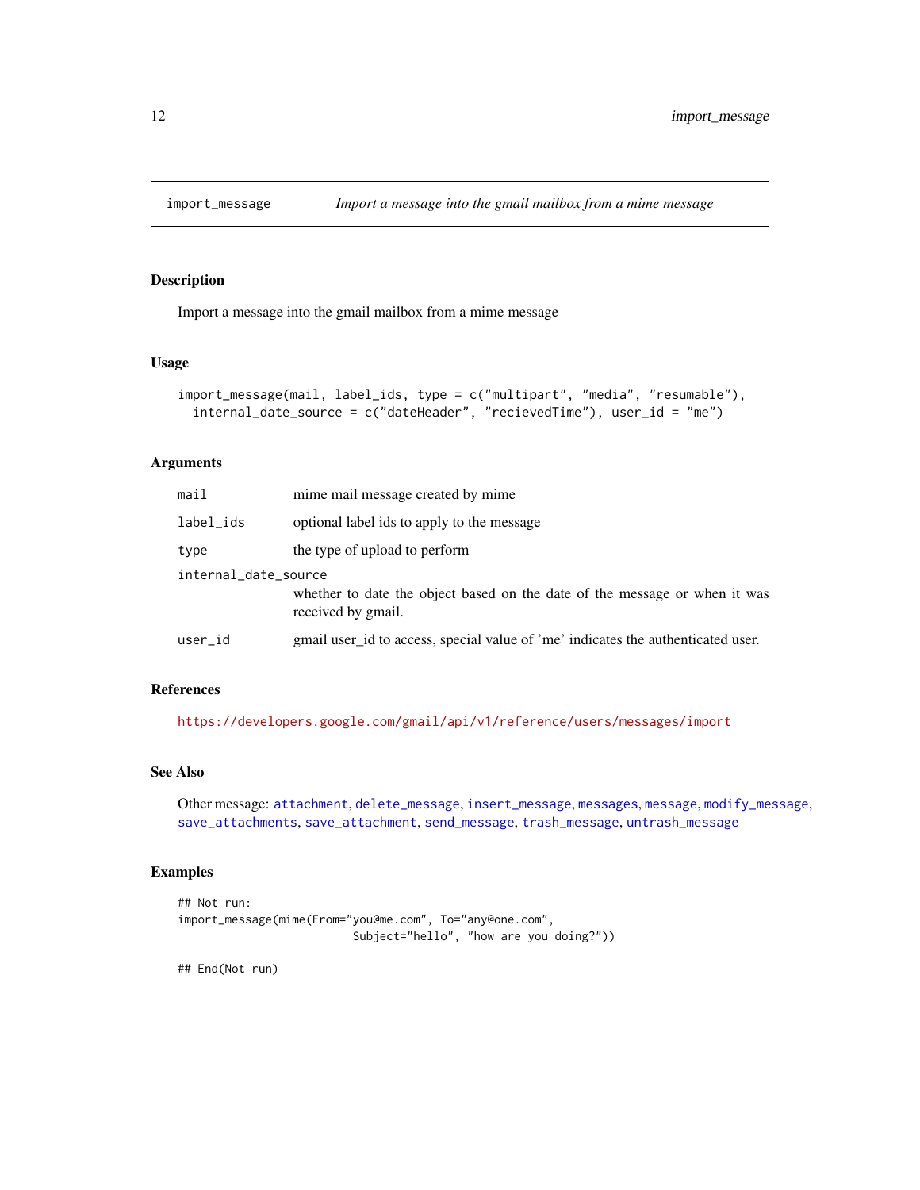## import_message — *Import a message into the gmail mailbox from a mime message*

### Description

Import a message into the gmail mailbox from a mime message

### Usage

```
import_message(mail, label_ids, type = c("multipart", "media", "resumable"),
  internal_date_source = c("dateHeader", "recievedTime"), user_id = "me")
```

### Arguments

| Argument | Description |
|---|---|
| `mail` | mime mail message created by mime |
| `label_ids` | optional label ids to apply to the message |
| `type` | the type of upload to perform |
| `internal_date_source` | whether to date the object based on the date of the message or when it was received by gmail. |
| `user_id` | gmail user_id to access, special value of 'me' indicates the authenticated user. |

### References

https://developers.google.com/gmail/api/v1/reference/users/messages/import

### See Also

Other message: `attachment`, `delete_message`, `insert_message`, `messages`, `message`, `modify_message`, `save_attachments`, `save_attachment`, `send_message`, `trash_message`, `untrash_message`

### Examples

```
## Not run:
import_message(mime(From="you@me.com", To="any@one.com",
                          Subject="hello", "how are you doing?"))

## End(Not run)
```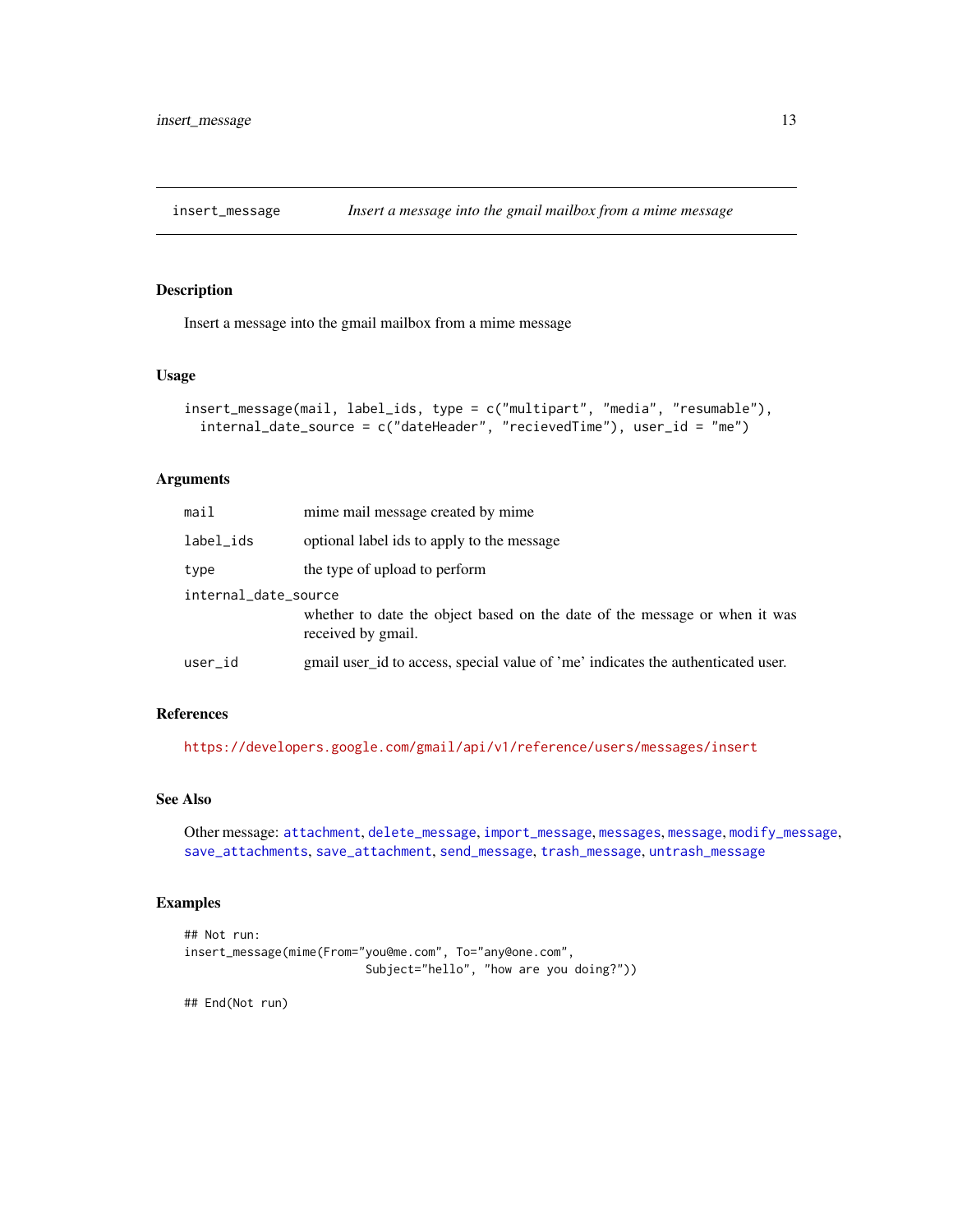## insert_message — *Insert a message into the gmail mailbox from a mime message*

### Description

Insert a message into the gmail mailbox from a mime message

### Usage

```
insert_message(mail, label_ids, type = c("multipart", "media", "resumable"),
  internal_date_source = c("dateHeader", "recievedTime"), user_id = "me")
```

### Arguments

| | |
|---|---|
| `mail` | mime mail message created by mime |
| `label_ids` | optional label ids to apply to the message |
| `type` | the type of upload to perform |
| `internal_date_source` | whether to date the object based on the date of the message or when it was received by gmail. |
| `user_id` | gmail user_id to access, special value of 'me' indicates the authenticated user. |

### References

https://developers.google.com/gmail/api/v1/reference/users/messages/insert

### See Also

Other message: `attachment`, `delete_message`, `import_message`, `messages`, `message`, `modify_message`, `save_attachments`, `save_attachment`, `send_message`, `trash_message`, `untrash_message`

### Examples

```
## Not run:
insert_message(mime(From="you@me.com", To="any@one.com",
                          Subject="hello", "how are you doing?"))

## End(Not run)
```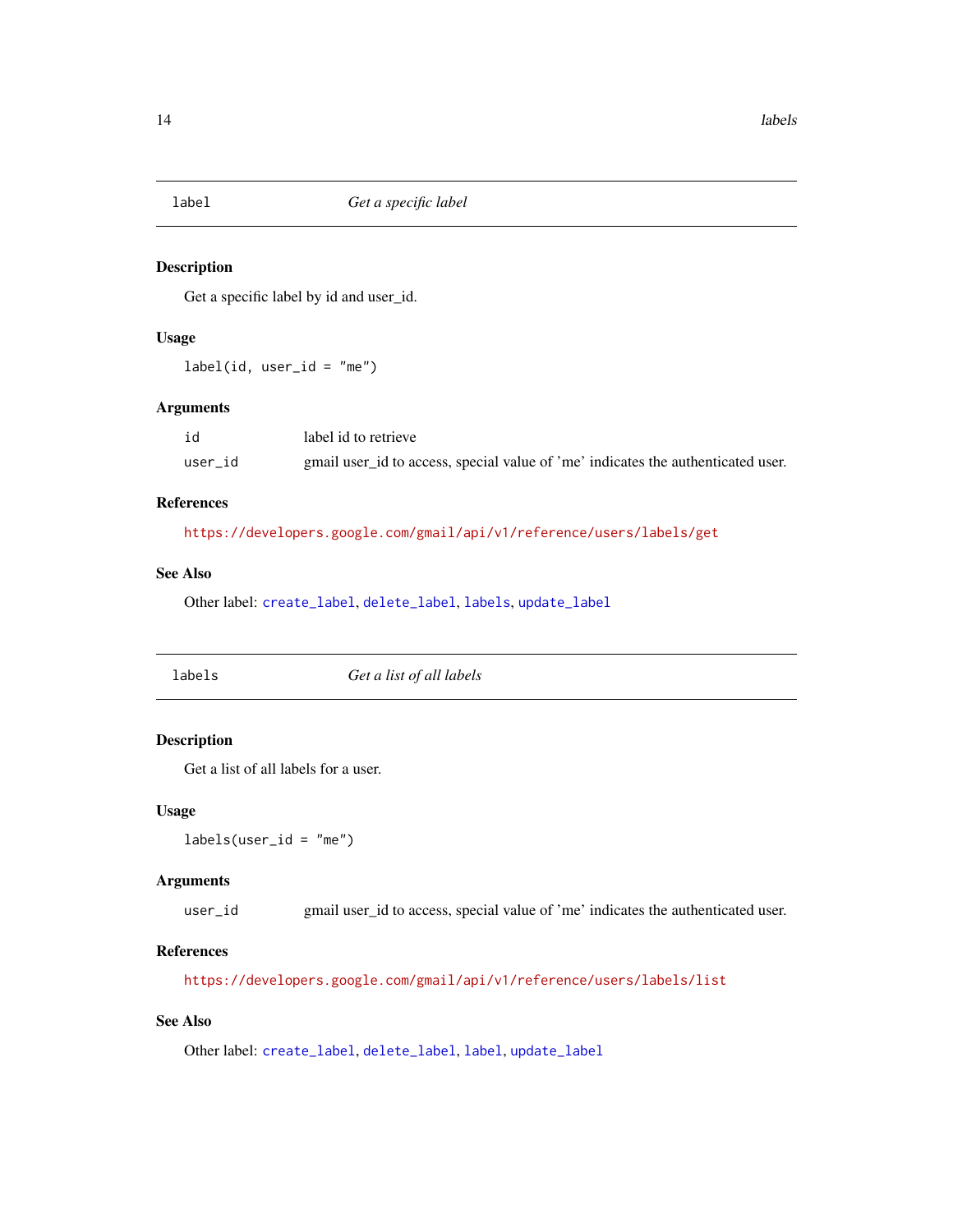## label — *Get a specific label*

### Description

Get a specific label by id and user_id.

### Usage

```
label(id, user_id = "me")
```

### Arguments

| | |
|---|---|
| id | label id to retrieve |
| user_id | gmail user_id to access, special value of 'me' indicates the authenticated user. |

### References

https://developers.google.com/gmail/api/v1/reference/users/labels/get

### See Also

Other label: create_label, delete_label, labels, update_label

## labels — *Get a list of all labels*

### Description

Get a list of all labels for a user.

### Usage

```
labels(user_id = "me")
```

### Arguments

| | |
|---|---|
| user_id | gmail user_id to access, special value of 'me' indicates the authenticated user. |

### References

https://developers.google.com/gmail/api/v1/reference/users/labels/list

### See Also

Other label: create_label, delete_label, label, update_label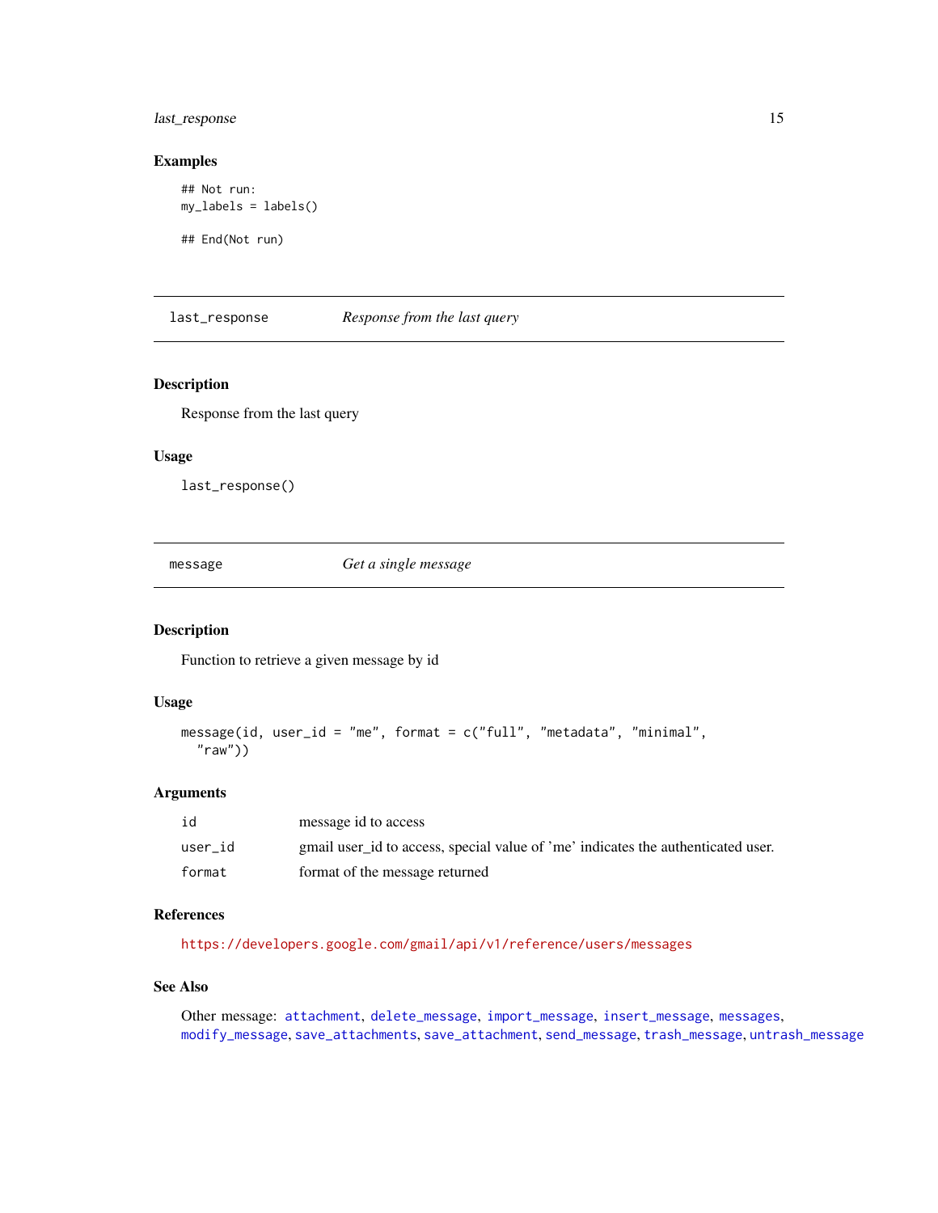## Examples

```
## Not run:
my_labels = labels()

## End(Not run)
```

---

`last_response` *Response from the last query*

---

## Description

Response from the last query

## Usage

```
last_response()
```

---

`message` *Get a single message*

---

## Description

Function to retrieve a given message by id

## Usage

```
message(id, user_id = "me", format = c("full", "metadata", "minimal",
  "raw"))
```

## Arguments

| | |
|---|---|
| `id` | message id to access |
| `user_id` | gmail user_id to access, special value of 'me' indicates the authenticated user. |
| `format` | format of the message returned |

## References

https://developers.google.com/gmail/api/v1/reference/users/messages

## See Also

Other message: `attachment`, `delete_message`, `import_message`, `insert_message`, `messages`, `modify_message`, `save_attachments`, `save_attachment`, `send_message`, `trash_message`, `untrash_message`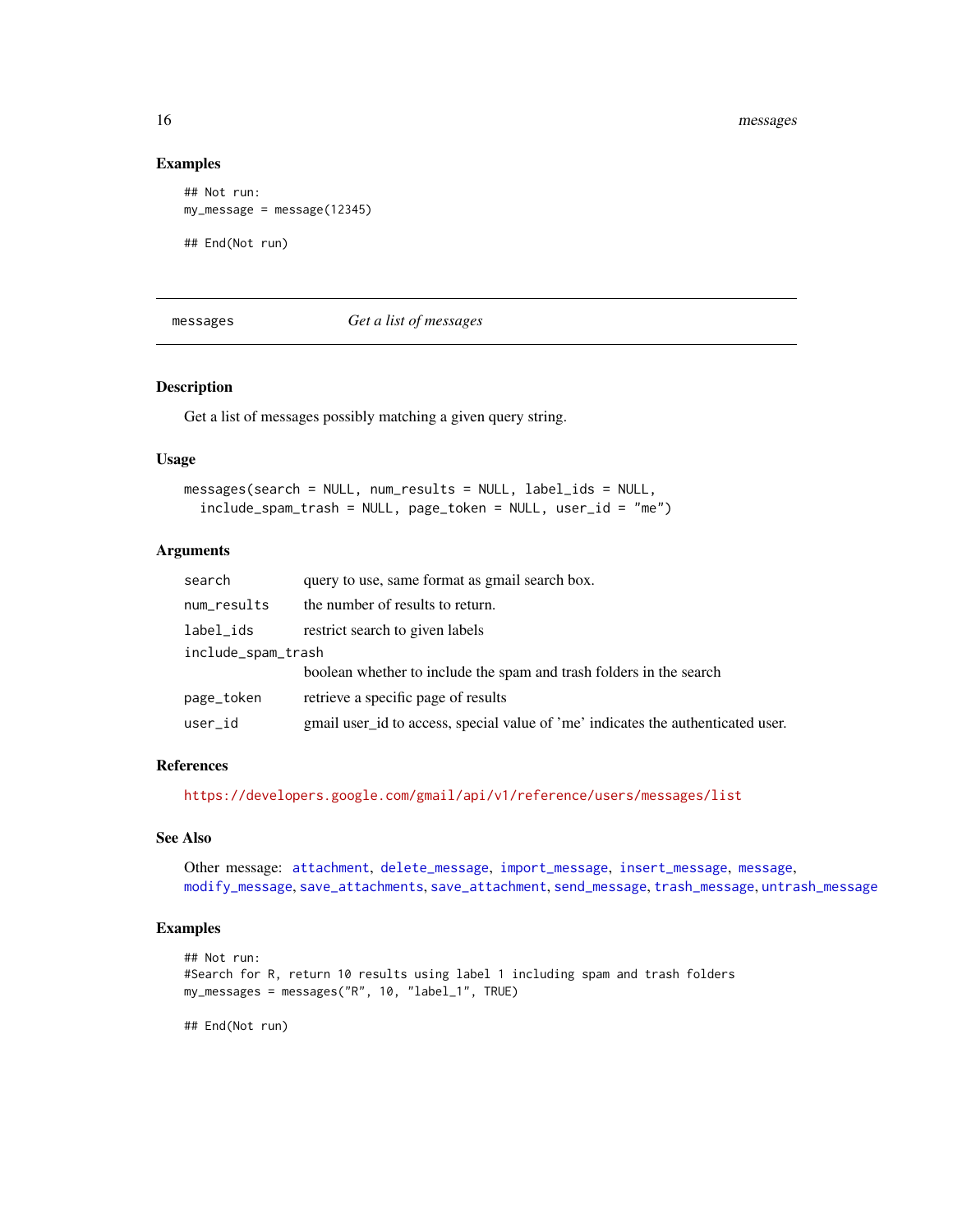## Examples

```
## Not run:
my_message = message(12345)

## End(Not run)
```

---

messages *Get a list of messages*

---

### Description

Get a list of messages possibly matching a given query string.

### Usage

```
messages(search = NULL, num_results = NULL, label_ids = NULL,
  include_spam_trash = NULL, page_token = NULL, user_id = "me")
```

### Arguments

| | |
|---|---|
| search | query to use, same format as gmail search box. |
| num_results | the number of results to return. |
| label_ids | restrict search to given labels |
| include_spam_trash | boolean whether to include the spam and trash folders in the search |
| page_token | retrieve a specific page of results |
| user_id | gmail user_id to access, special value of 'me' indicates the authenticated user. |

### References

https://developers.google.com/gmail/api/v1/reference/users/messages/list

### See Also

Other message: attachment, delete_message, import_message, insert_message, message, modify_message, save_attachments, save_attachment, send_message, trash_message, untrash_message

### Examples

```
## Not run:
#Search for R, return 10 results using label 1 including spam and trash folders
my_messages = messages("R", 10, "label_1", TRUE)

## End(Not run)
```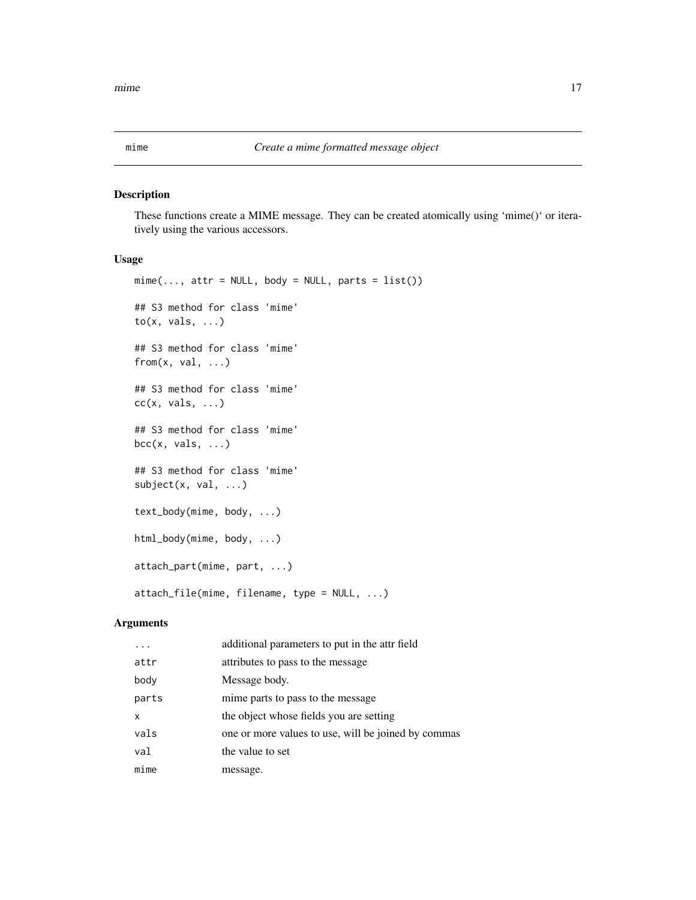# mime — *Create a mime formatted message object*

## Description

These functions create a MIME message. They can be created atomically using 'mime()' or iteratively using the various accessors.

## Usage

```
mime(..., attr = NULL, body = NULL, parts = list())

## S3 method for class 'mime'
to(x, vals, ...)

## S3 method for class 'mime'
from(x, val, ...)

## S3 method for class 'mime'
cc(x, vals, ...)

## S3 method for class 'mime'
bcc(x, vals, ...)

## S3 method for class 'mime'
subject(x, val, ...)

text_body(mime, body, ...)

html_body(mime, body, ...)

attach_part(mime, part, ...)

attach_file(mime, filename, type = NULL, ...)
```

## Arguments

| | |
|---|---|
| `...` | additional parameters to put in the attr field |
| `attr` | attributes to pass to the message |
| `body` | Message body. |
| `parts` | mime parts to pass to the message |
| `x` | the object whose fields you are setting |
| `vals` | one or more values to use, will be joined by commas |
| `val` | the value to set |
| `mime` | message. |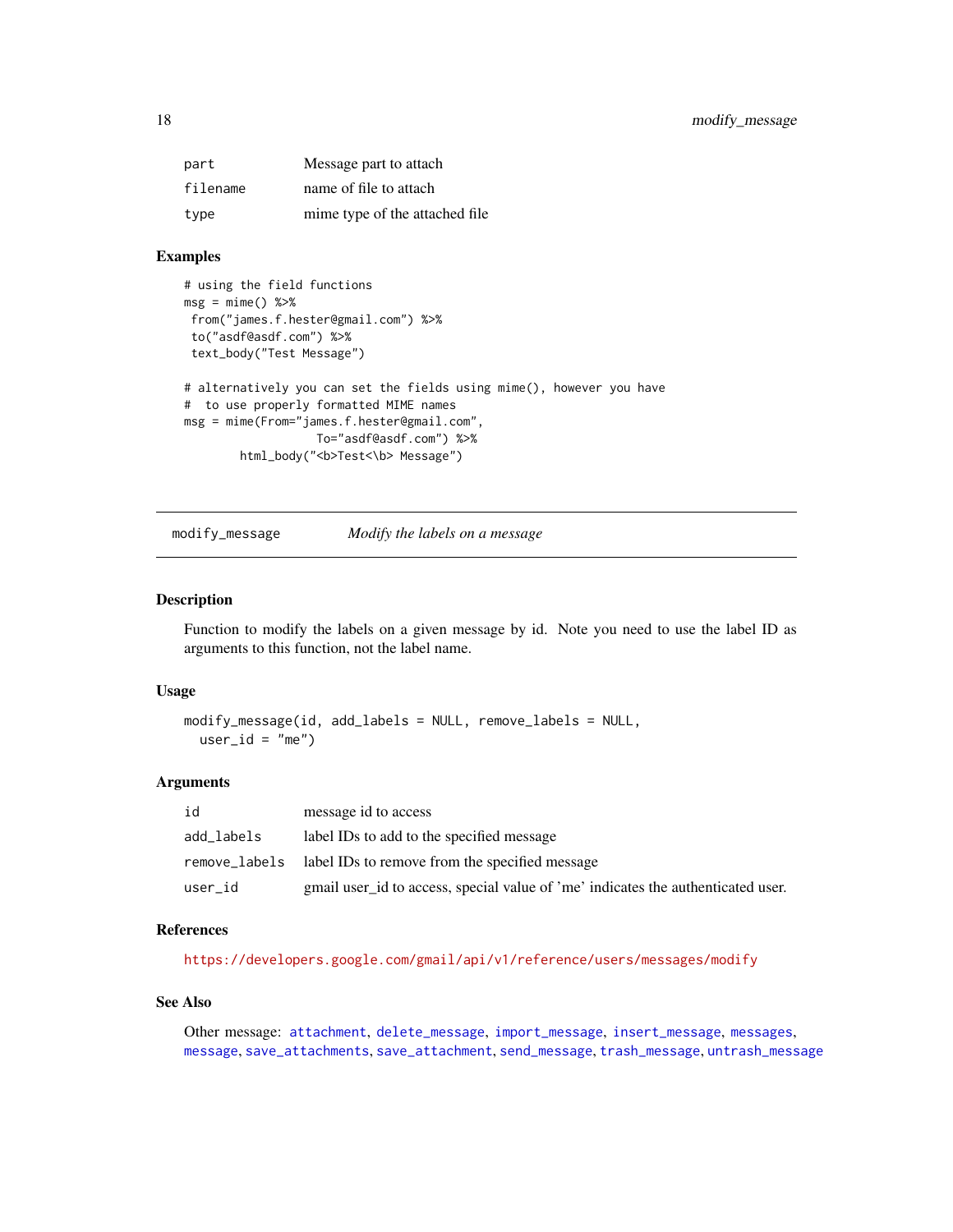| | |
|---|---|
| part | Message part to attach |
| filename | name of file to attach |
| type | mime type of the attached file |

### Examples

```
# using the field functions
msg = mime() %>%
 from("james.f.hester@gmail.com") %>%
 to("asdf@asdf.com") %>%
 text_body("Test Message")

# alternatively you can set the fields using mime(), however you have
#  to use properly formatted MIME names
msg = mime(From="james.f.hester@gmail.com",
                  To="asdf@asdf.com") %>%
       html_body("<b>Test<\b> Message")
```

---

## modify_message — *Modify the labels on a message*

---

### Description

Function to modify the labels on a given message by id. Note you need to use the label ID as arguments to this function, not the label name.

### Usage

```
modify_message(id, add_labels = NULL, remove_labels = NULL,
  user_id = "me")
```

### Arguments

| | |
|---|---|
| id | message id to access |
| add_labels | label IDs to add to the specified message |
| remove_labels | label IDs to remove from the specified message |
| user_id | gmail user_id to access, special value of 'me' indicates the authenticated user. |

### References

https://developers.google.com/gmail/api/v1/reference/users/messages/modify

### See Also

Other message: attachment, delete_message, import_message, insert_message, messages, message, save_attachments, save_attachment, send_message, trash_message, untrash_message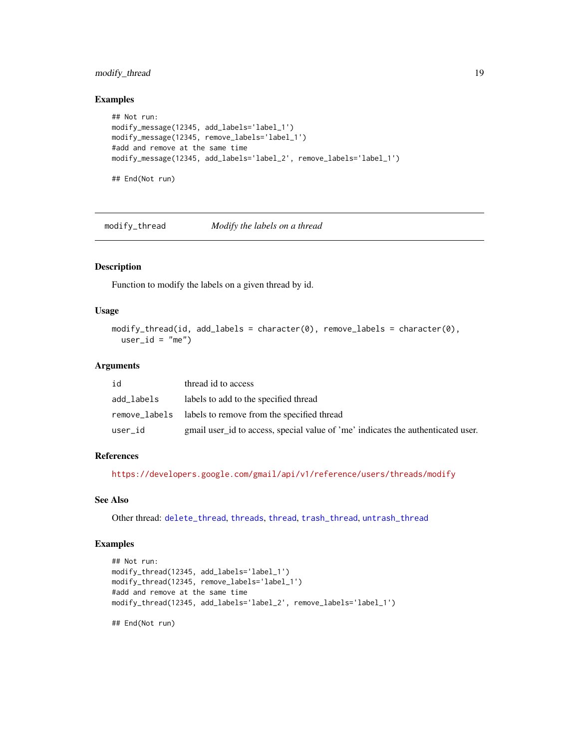### Examples

```
## Not run:
modify_message(12345, add_labels='label_1')
modify_message(12345, remove_labels='label_1')
#add and remove at the same time
modify_message(12345, add_labels='label_2', remove_labels='label_1')

## End(Not run)
```

---

## modify_thread    *Modify the labels on a thread*

---

### Description

Function to modify the labels on a given thread by id.

### Usage

```
modify_thread(id, add_labels = character(0), remove_labels = character(0),
  user_id = "me")
```

### Arguments

| | |
|---|---|
| id | thread id to access |
| add_labels | labels to add to the specified thread |
| remove_labels | labels to remove from the specified thread |
| user_id | gmail user_id to access, special value of 'me' indicates the authenticated user. |

### References

https://developers.google.com/gmail/api/v1/reference/users/threads/modify

### See Also

Other thread: delete_thread, threads, thread, trash_thread, untrash_thread

### Examples

```
## Not run:
modify_thread(12345, add_labels='label_1')
modify_thread(12345, remove_labels='label_1')
#add and remove at the same time
modify_thread(12345, add_labels='label_2', remove_labels='label_1')

## End(Not run)
```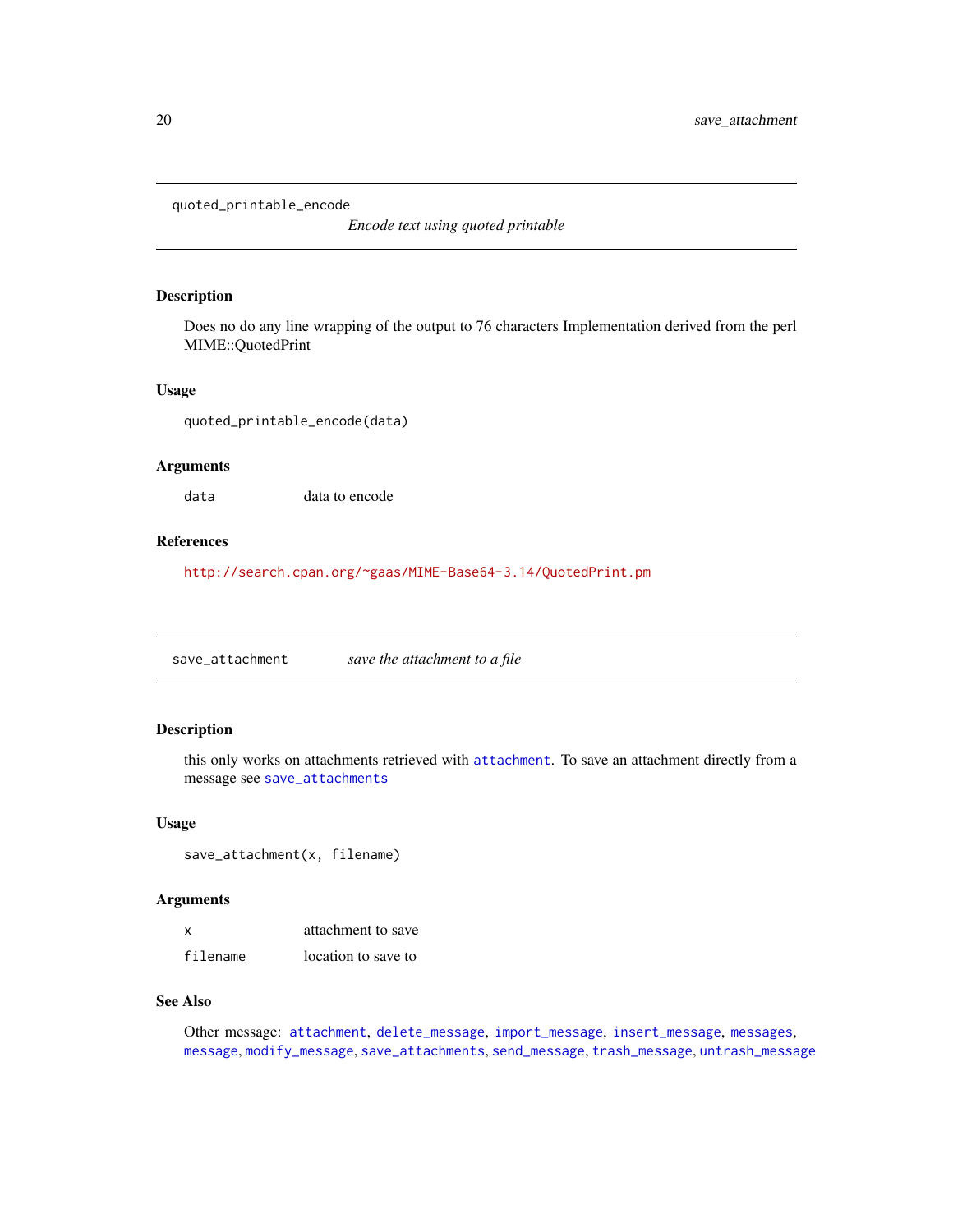## quoted_printable_encode

*Encode text using quoted printable*

### Description

Does no do any line wrapping of the output to 76 characters Implementation derived from the perl MIME::QuotedPrint

### Usage

```
quoted_printable_encode(data)
```

### Arguments

| | |
|---|---|
| data | data to encode |

### References

http://search.cpan.org/~gaas/MIME-Base64-3.14/QuotedPrint.pm

## save_attachment

*save the attachment to a file*

### Description

this only works on attachments retrieved with `attachment`. To save an attachment directly from a message see `save_attachments`

### Usage

```
save_attachment(x, filename)
```

### Arguments

| | |
|---|---|
| x | attachment to save |
| filename | location to save to |

### See Also

Other message: `attachment`, `delete_message`, `import_message`, `insert_message`, `messages`, `message`, `modify_message`, `save_attachments`, `send_message`, `trash_message`, `untrash_message`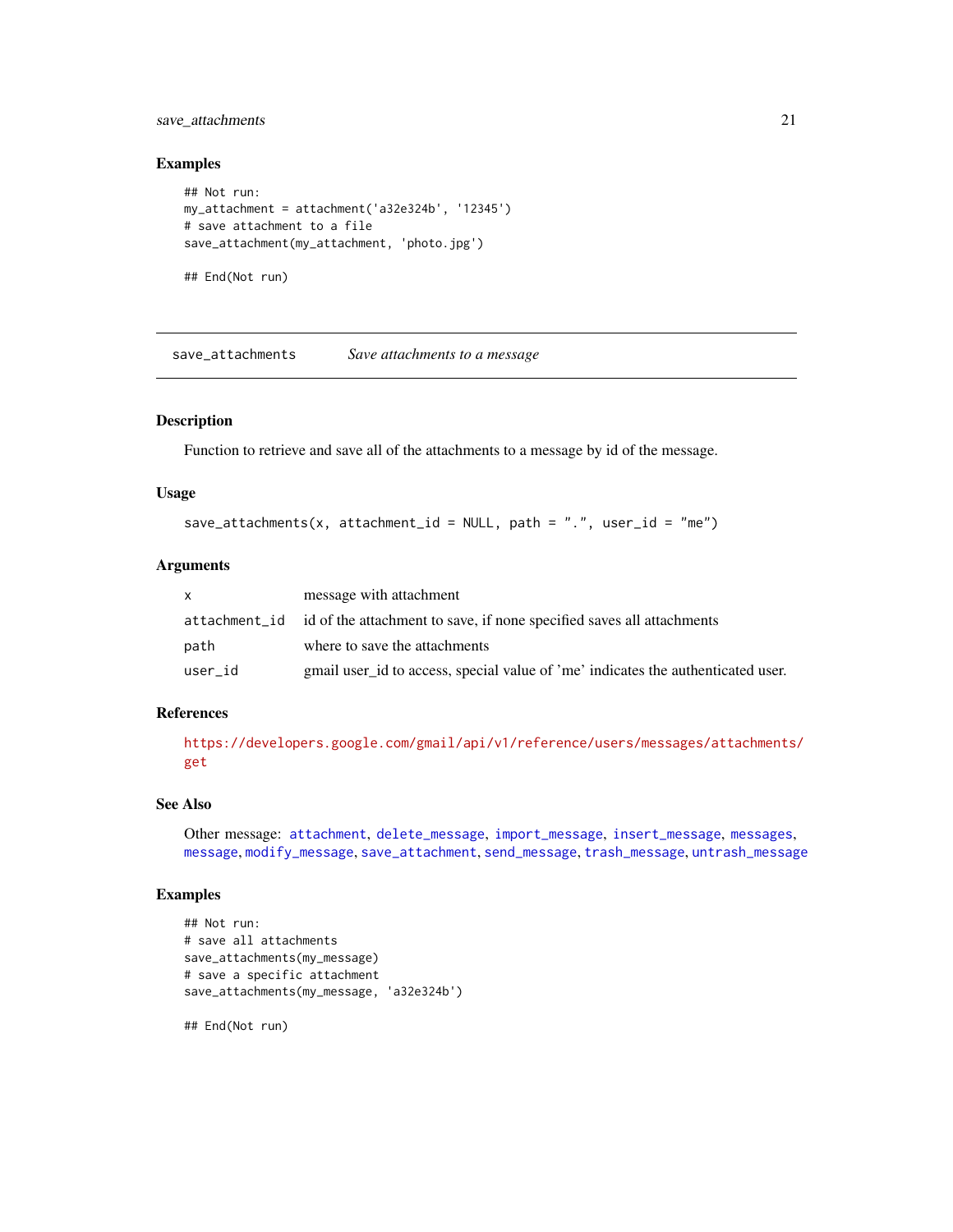### Examples

```
## Not run:
my_attachment = attachment('a32e324b', '12345')
# save attachment to a file
save_attachment(my_attachment, 'photo.jpg')

## End(Not run)
```

---

## save_attachments — *Save attachments to a message*

---

### Description

Function to retrieve and save all of the attachments to a message by id of the message.

### Usage

```
save_attachments(x, attachment_id = NULL, path = ".", user_id = "me")
```

### Arguments

| | |
|---|---|
| `x` | message with attachment |
| `attachment_id` | id of the attachment to save, if none specified saves all attachments |
| `path` | where to save the attachments |
| `user_id` | gmail user_id to access, special value of 'me' indicates the authenticated user. |

### References

https://developers.google.com/gmail/api/v1/reference/users/messages/attachments/get

### See Also

Other message: `attachment`, `delete_message`, `import_message`, `insert_message`, `messages`, `message`, `modify_message`, `save_attachment`, `send_message`, `trash_message`, `untrash_message`

### Examples

```
## Not run:
# save all attachments
save_attachments(my_message)
# save a specific attachment
save_attachments(my_message, 'a32e324b')

## End(Not run)
```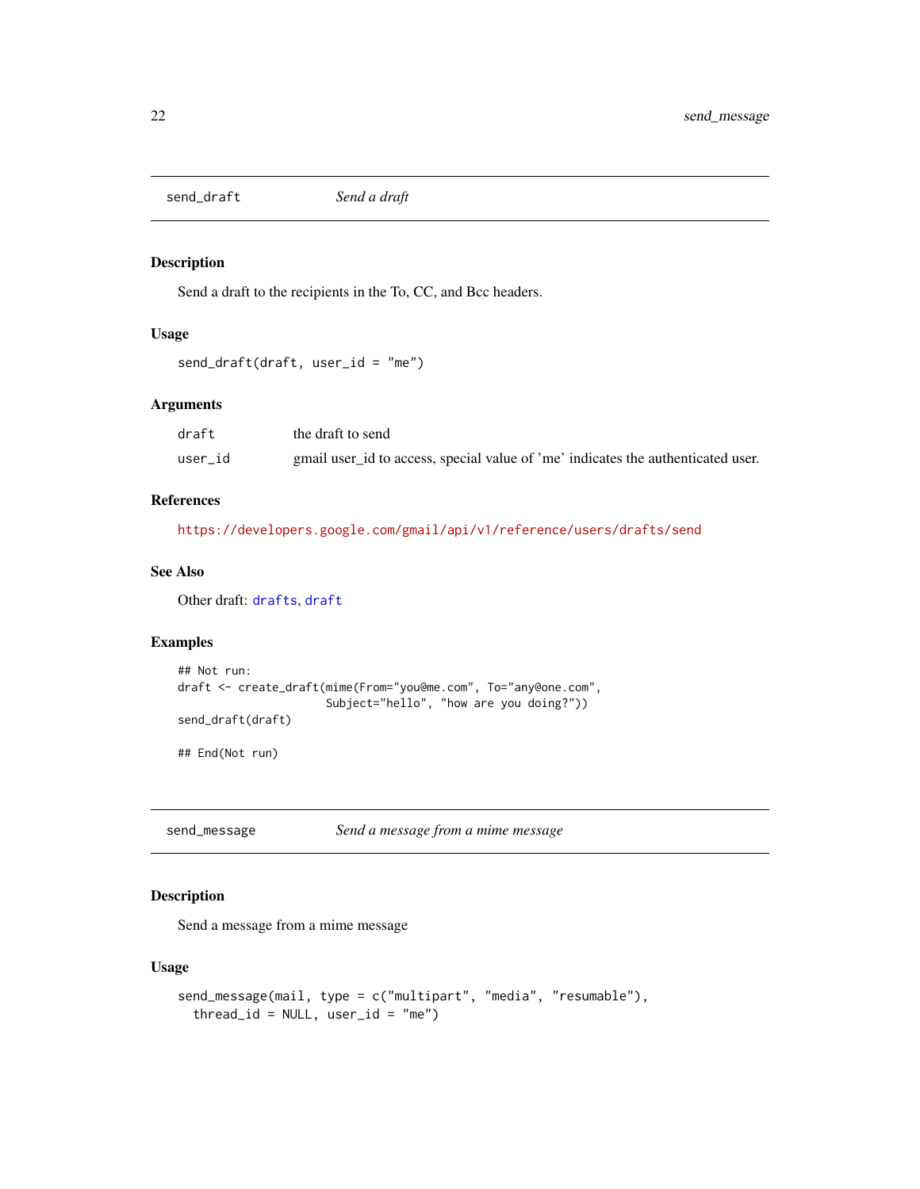## send_draft *Send a draft*

### Description

Send a draft to the recipients in the To, CC, and Bcc headers.

### Usage

```
send_draft(draft, user_id = "me")
```

### Arguments

| | |
|---|---|
| draft | the draft to send |
| user_id | gmail user_id to access, special value of 'me' indicates the authenticated user. |

### References

https://developers.google.com/gmail/api/v1/reference/users/drafts/send

### See Also

Other draft: `drafts`, `draft`

### Examples

```
## Not run:
draft <- create_draft(mime(From="you@me.com", To="any@one.com",
                      Subject="hello", "how are you doing?"))
send_draft(draft)

## End(Not run)
```

## send_message *Send a message from a mime message*

### Description

Send a message from a mime message

### Usage

```
send_message(mail, type = c("multipart", "media", "resumable"),
  thread_id = NULL, user_id = "me")
```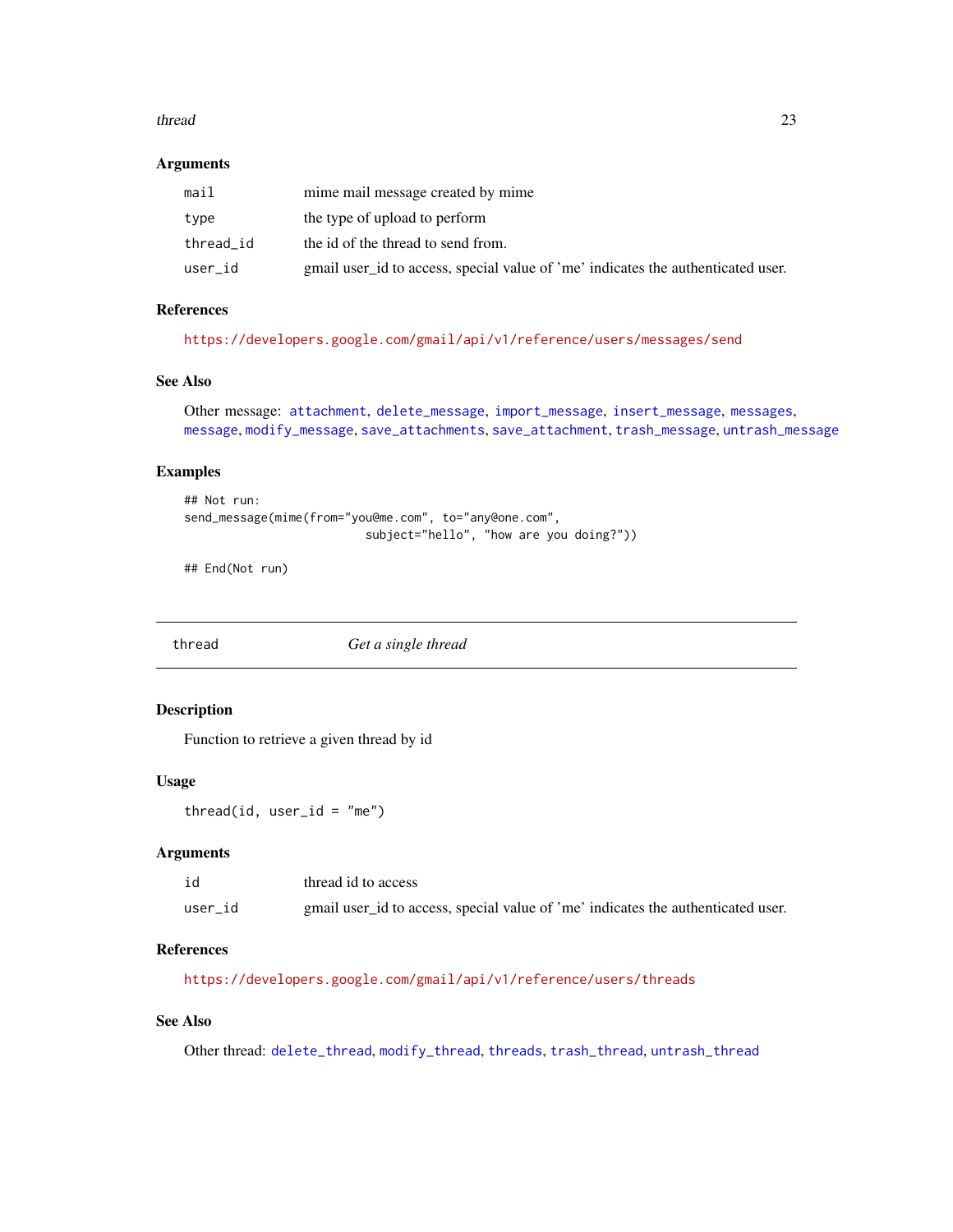### Arguments

| | |
|---|---|
| `mail` | mime mail message created by mime |
| `type` | the type of upload to perform |
| `thread_id` | the id of the thread to send from. |
| `user_id` | gmail user_id to access, special value of 'me' indicates the authenticated user. |

### References

https://developers.google.com/gmail/api/v1/reference/users/messages/send

### See Also

Other message: `attachment`, `delete_message`, `import_message`, `insert_message`, `messages`, `message`, `modify_message`, `save_attachments`, `save_attachment`, `trash_message`, `untrash_message`

### Examples

```
## Not run:
send_message(mime(from="you@me.com", to="any@one.com",
                          subject="hello", "how are you doing?"))

## End(Not run)
```

---

## thread — *Get a single thread*

---

### Description

Function to retrieve a given thread by id

### Usage

```
thread(id, user_id = "me")
```

### Arguments

| | |
|---|---|
| `id` | thread id to access |
| `user_id` | gmail user_id to access, special value of 'me' indicates the authenticated user. |

### References

https://developers.google.com/gmail/api/v1/reference/users/threads

### See Also

Other thread: `delete_thread`, `modify_thread`, `threads`, `trash_thread`, `untrash_thread`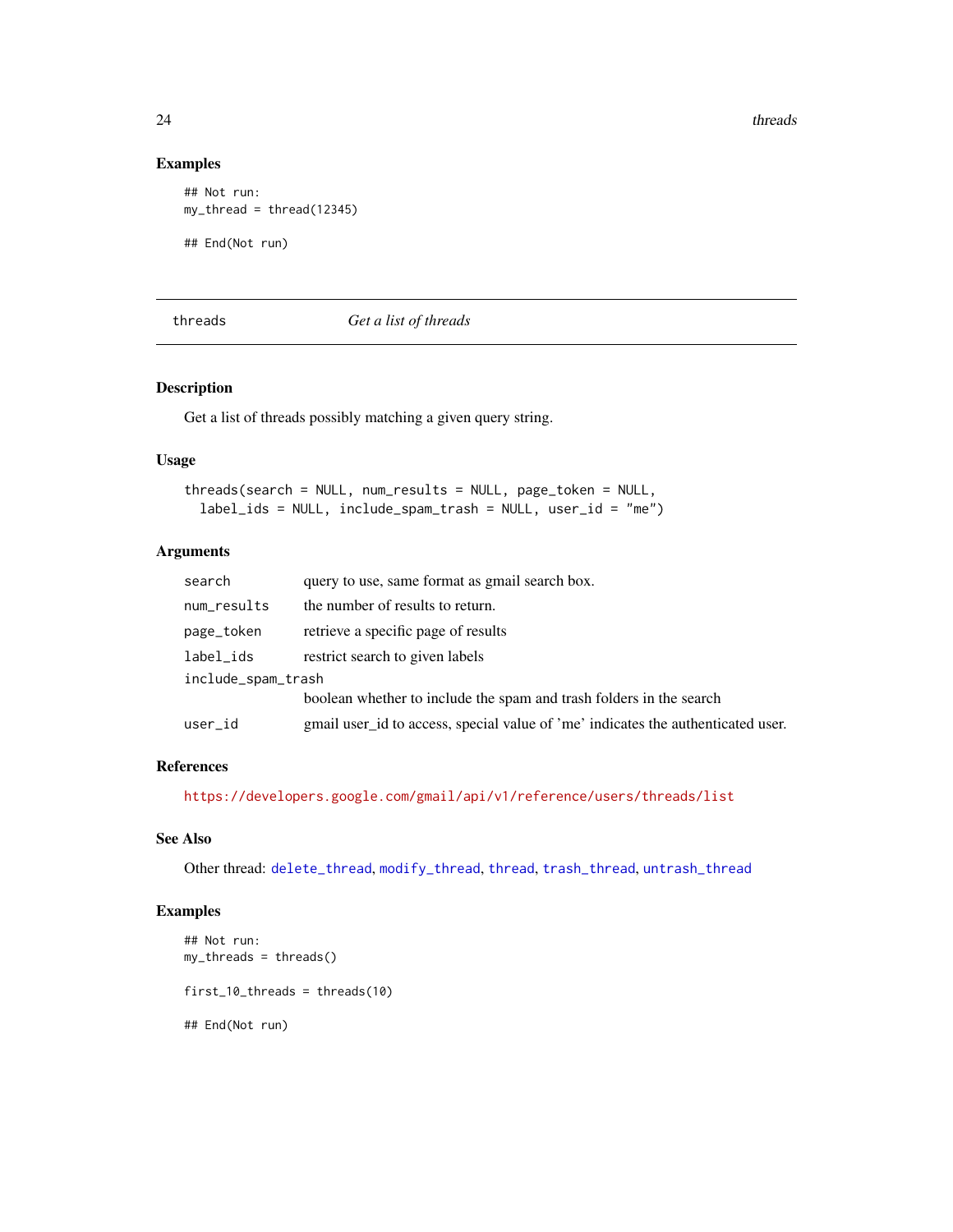### Examples

```
## Not run:
my_thread = thread(12345)

## End(Not run)
```

---

## threads — *Get a list of threads*

---

### Description

Get a list of threads possibly matching a given query string.

### Usage

```
threads(search = NULL, num_results = NULL, page_token = NULL,
  label_ids = NULL, include_spam_trash = NULL, user_id = "me")
```

### Arguments

| | |
|---|---|
| `search` | query to use, same format as gmail search box. |
| `num_results` | the number of results to return. |
| `page_token` | retrieve a specific page of results |
| `label_ids` | restrict search to given labels |
| `include_spam_trash` | boolean whether to include the spam and trash folders in the search |
| `user_id` | gmail user_id to access, special value of 'me' indicates the authenticated user. |

### References

https://developers.google.com/gmail/api/v1/reference/users/threads/list

### See Also

Other thread: `delete_thread`, `modify_thread`, `thread`, `trash_thread`, `untrash_thread`

### Examples

```
## Not run:
my_threads = threads()

first_10_threads = threads(10)

## End(Not run)
```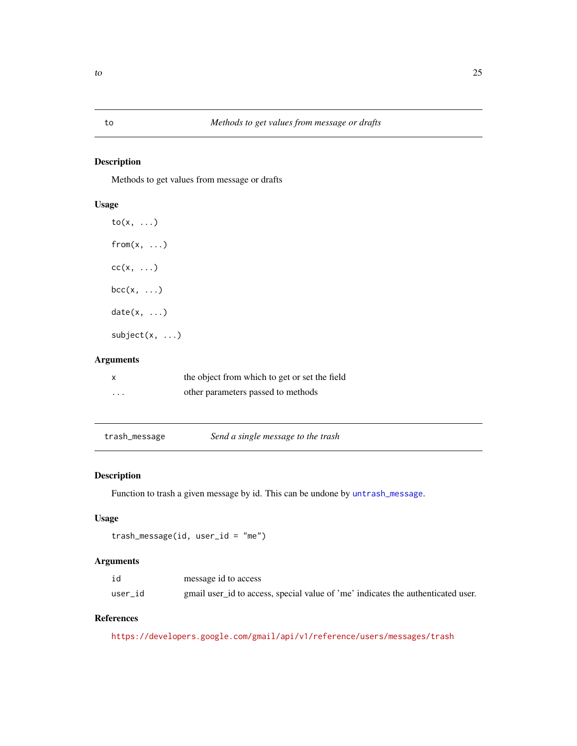## to — *Methods to get values from message or drafts*

### Description

Methods to get values from message or drafts

### Usage

```
to(x, ...)

from(x, ...)

cc(x, ...)

bcc(x, ...)

date(x, ...)

subject(x, ...)
```

### Arguments

| | |
|---|---|
| `x` | the object from which to get or set the field |
| `...` | other parameters passed to methods |

## trash_message — *Send a single message to the trash*

### Description

Function to trash a given message by id. This can be undone by `untrash_message`.

### Usage

```
trash_message(id, user_id = "me")
```

### Arguments

| | |
|---|---|
| `id` | message id to access |
| `user_id` | gmail user_id to access, special value of 'me' indicates the authenticated user. |

### References

https://developers.google.com/gmail/api/v1/reference/users/messages/trash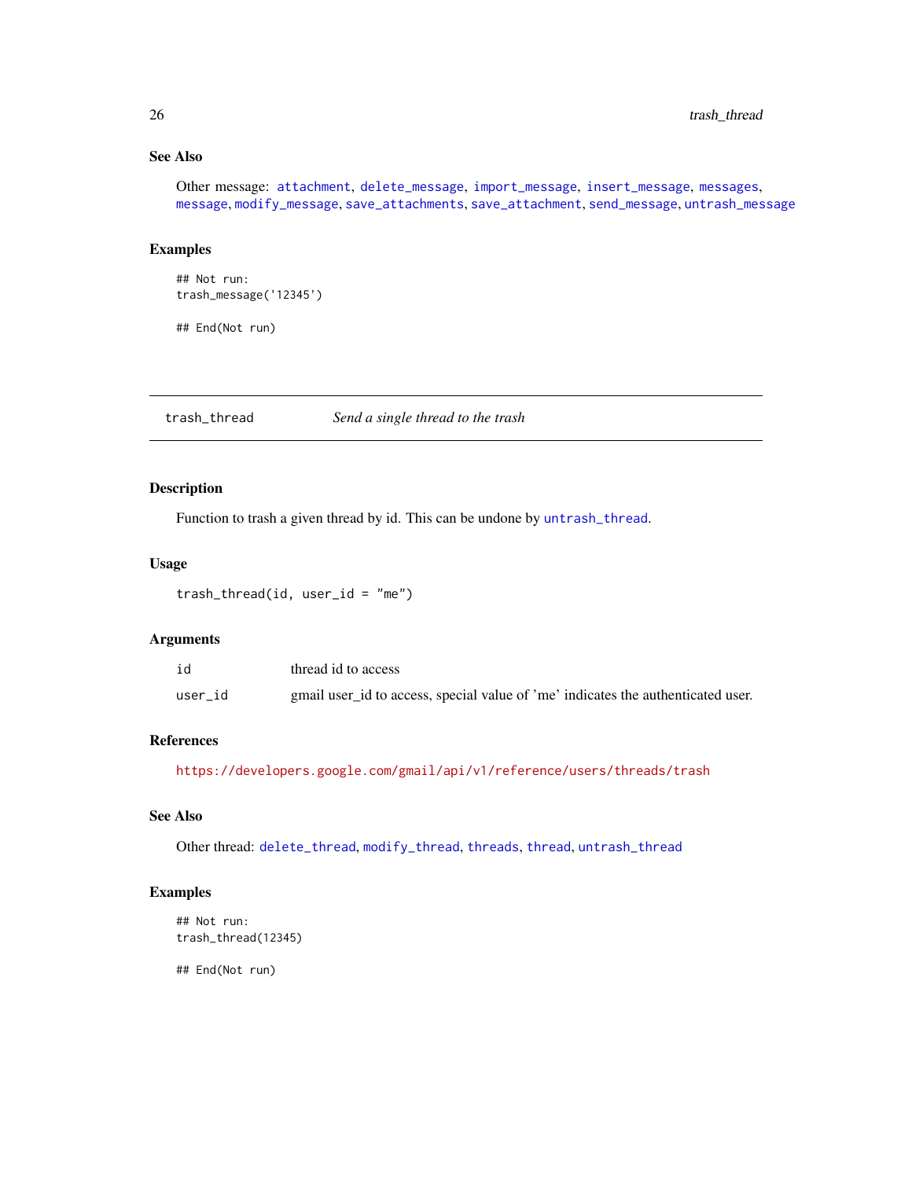### See Also

Other message: attachment, delete_message, import_message, insert_message, messages, message, modify_message, save_attachments, save_attachment, send_message, untrash_message

### Examples

```
## Not run:
trash_message('12345')

## End(Not run)
```

---

## trash_thread — *Send a single thread to the trash*

---

### Description

Function to trash a given thread by id. This can be undone by untrash_thread.

### Usage

```
trash_thread(id, user_id = "me")
```

### Arguments

| | |
|---|---|
| id | thread id to access |
| user_id | gmail user_id to access, special value of 'me' indicates the authenticated user. |

### References

https://developers.google.com/gmail/api/v1/reference/users/threads/trash

### See Also

Other thread: delete_thread, modify_thread, threads, thread, untrash_thread

### Examples

```
## Not run:
trash_thread(12345)

## End(Not run)
```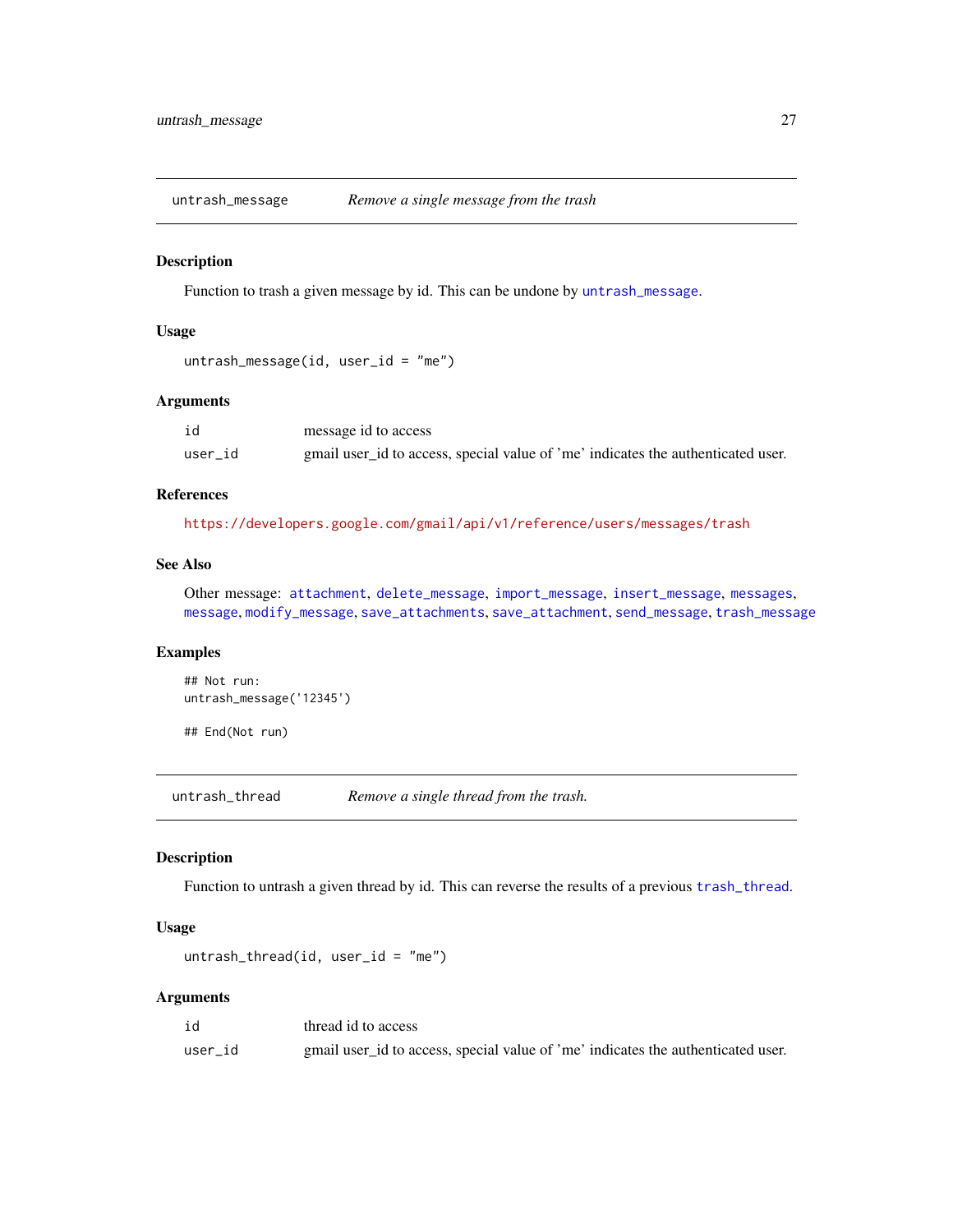## untrash_message — *Remove a single message from the trash*

### Description

Function to trash a given message by id. This can be undone by `untrash_message`.

### Usage

```
untrash_message(id, user_id = "me")
```

### Arguments

| | |
|---|---|
| `id` | message id to access |
| `user_id` | gmail user_id to access, special value of 'me' indicates the authenticated user. |

### References

https://developers.google.com/gmail/api/v1/reference/users/messages/trash

### See Also

Other message: `attachment`, `delete_message`, `import_message`, `insert_message`, `messages`, `message`, `modify_message`, `save_attachments`, `save_attachment`, `send_message`, `trash_message`

### Examples

```
## Not run:
untrash_message('12345')

## End(Not run)
```

## untrash_thread — *Remove a single thread from the trash.*

### Description

Function to untrash a given thread by id. This can reverse the results of a previous `trash_thread`.

### Usage

```
untrash_thread(id, user_id = "me")
```

### Arguments

| | |
|---|---|
| `id` | thread id to access |
| `user_id` | gmail user_id to access, special value of 'me' indicates the authenticated user. |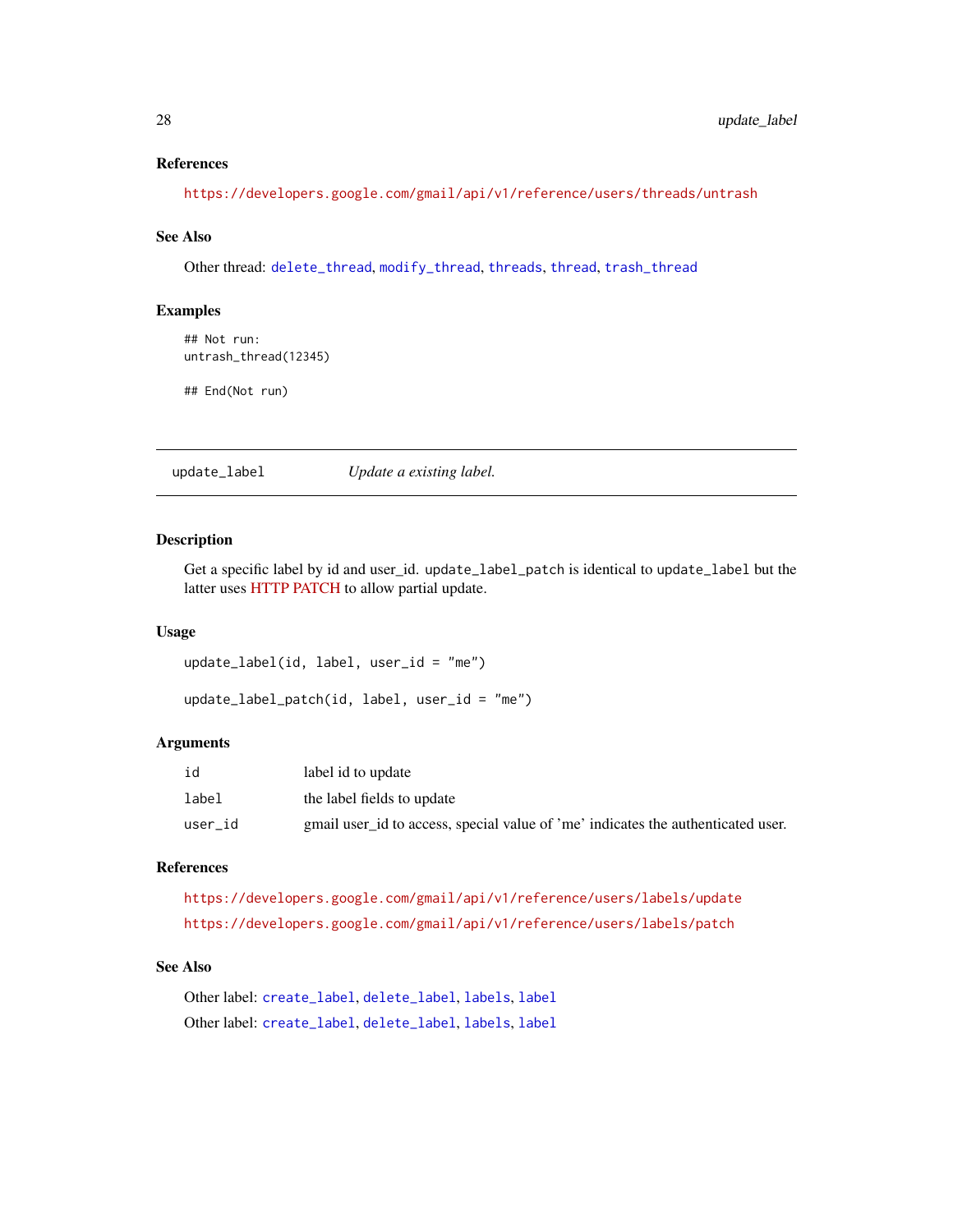### References

https://developers.google.com/gmail/api/v1/reference/users/threads/untrash

### See Also

Other thread: delete_thread, modify_thread, threads, thread, trash_thread

### Examples

```
## Not run:
untrash_thread(12345)

## End(Not run)
```

---

## update_label — *Update a existing label.*

---

### Description

Get a specific label by id and user_id. `update_label_patch` is identical to `update_label` but the latter uses HTTP PATCH to allow partial update.

### Usage

```
update_label(id, label, user_id = "me")

update_label_patch(id, label, user_id = "me")
```

### Arguments

| | |
|---|---|
| id | label id to update |
| label | the label fields to update |
| user_id | gmail user_id to access, special value of 'me' indicates the authenticated user. |

### References

https://developers.google.com/gmail/api/v1/reference/users/labels/update

https://developers.google.com/gmail/api/v1/reference/users/labels/patch

### See Also

Other label: create_label, delete_label, labels, label

Other label: create_label, delete_label, labels, label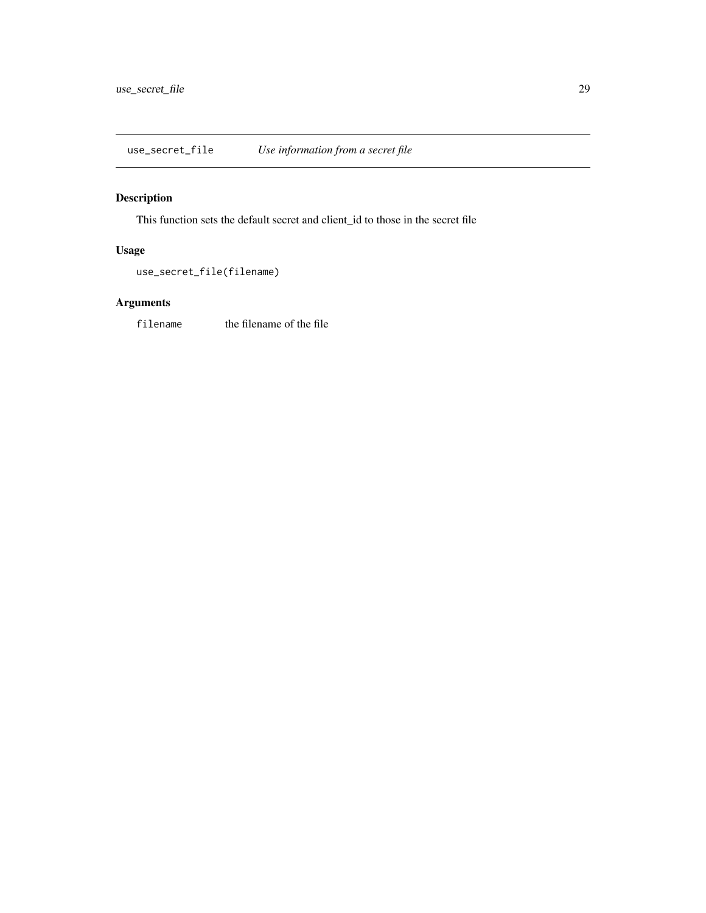## use_secret_file — *Use information from a secret file*

### Description

This function sets the default secret and client_id to those in the secret file

### Usage

```
use_secret_file(filename)
```

### Arguments

| | |
|---|---|
| `filename` | the filename of the file |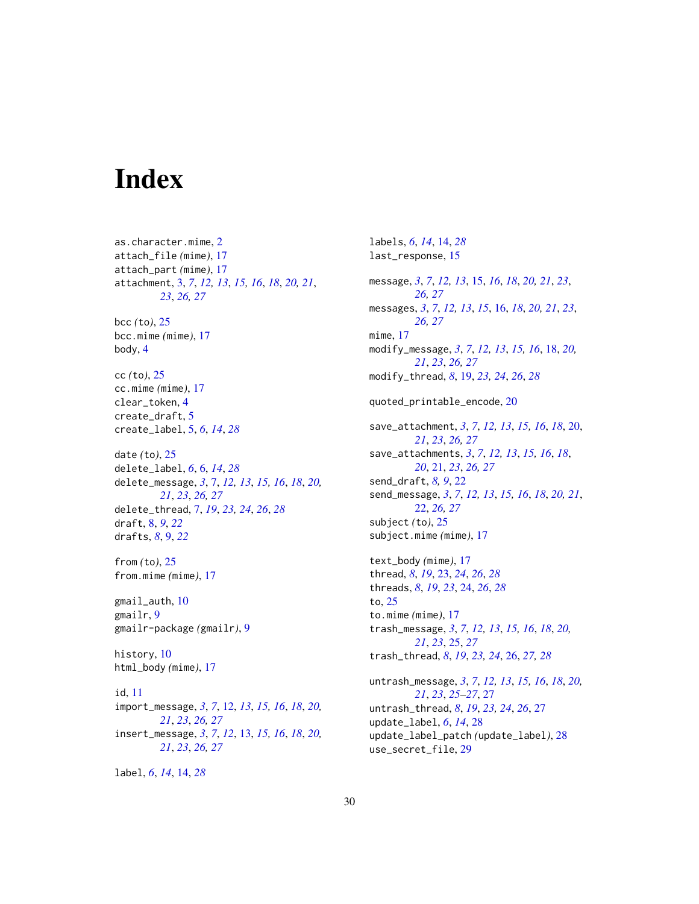# Index

as.character.mime, 2
attach_file (mime), 17
attach_part (mime), 17
attachment, 3, 7, 12, 13, 15, 16, 18, 20, 21, 23, 26, 27

bcc (to), 25
bcc.mime (mime), 17
body, 4

cc (to), 25
cc.mime (mime), 17
clear_token, 4
create_draft, 5
create_label, 5, 6, 14, 28

date (to), 25
delete_label, 6, 6, 14, 28
delete_message, 3, 7, 12, 13, 15, 16, 18, 20, 21, 23, 26, 27
delete_thread, 7, 19, 23, 24, 26, 28
draft, 8, 9, 22
drafts, 8, 9, 22

from (to), 25
from.mime (mime), 17

gmail_auth, 10
gmailr, 9
gmailr-package (gmailr), 9

history, 10
html_body (mime), 17

id, 11
import_message, 3, 7, 12, 13, 15, 16, 18, 20, 21, 23, 26, 27
insert_message, 3, 7, 12, 13, 15, 16, 18, 20, 21, 23, 26, 27

label, 6, 14, 14, 28
labels, 6, 14, 14, 28
last_response, 15

message, 3, 7, 12, 13, 15, 16, 18, 20, 21, 23, 26, 27
messages, 3, 7, 12, 13, 15, 16, 18, 20, 21, 23, 26, 27
mime, 17
modify_message, 3, 7, 12, 13, 15, 16, 18, 20, 21, 23, 26, 27
modify_thread, 8, 19, 23, 24, 26, 28

quoted_printable_encode, 20

save_attachment, 3, 7, 12, 13, 15, 16, 18, 20, 21, 23, 26, 27
save_attachments, 3, 7, 12, 13, 15, 16, 18, 20, 21, 23, 26, 27
send_draft, 8, 9, 22
send_message, 3, 7, 12, 13, 15, 16, 18, 20, 21, 22, 26, 27
subject (to), 25
subject.mime (mime), 17

text_body (mime), 17
thread, 8, 19, 23, 24, 26, 28
threads, 8, 19, 23, 24, 26, 28
to, 25
to.mime (mime), 17
trash_message, 3, 7, 12, 13, 15, 16, 18, 20, 21, 23, 25, 27
trash_thread, 8, 19, 23, 24, 26, 27, 28

untrash_message, 3, 7, 12, 13, 15, 16, 18, 20, 21, 23, 25–27, 27
untrash_thread, 8, 19, 23, 24, 26, 27
update_label, 6, 14, 28
update_label_patch (update_label), 28
use_secret_file, 29